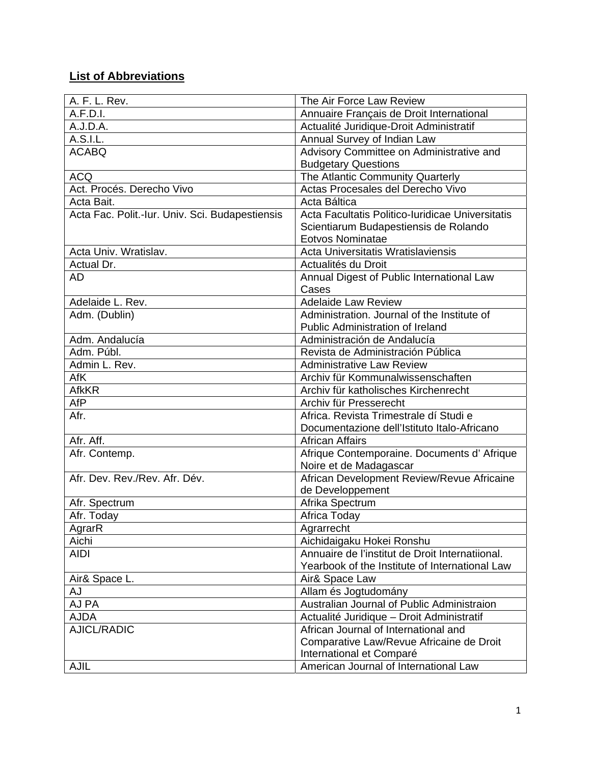## List of Abbreviations

| | |
|---|---|
| A. F. L. Rev. | The Air Force Law Review |
| A.F.D.I. | Annuaire Français de Droit International |
| A.J.D.A. | Actualité Juridique-Droit Administratif |
| A.S.I.L. | Annual Survey of Indian Law |
| ACABQ | Advisory Committee on Administrative and Budgetary Questions |
| ACQ | The Atlantic Community Quarterly |
| Act. Procés. Derecho Vivo | Actas Procesales del Derecho Vivo |
| Acta Bait. | Acta Báltica |
| Acta Fac. Polit.-Iur. Univ. Sci. Budapestiensis | Acta Facultatis Politico-Iuridicae Universitatis Scientiarum Budapestiensis de Rolando Eotvos Nominatae |
| Acta Univ. Wratislav. | Acta Universitatis Wratislaviensis |
| Actual Dr. | Actualités du Droit |
| AD | Annual Digest of Public International Law Cases |
| Adelaide L. Rev. | Adelaide Law Review |
| Adm. (Dublin) | Administration. Journal of the Institute of Public Administration of Ireland |
| Adm. Andalucía | Administración de Andalucía |
| Adm. Públ. | Revista de Administración Pública |
| Admin L. Rev. | Administrative Law Review |
| AfK | Archiv für Kommunalwissenschaften |
| AfkKR | Archiv für katholisches Kirchenrecht |
| AfP | Archiv für Presserecht |
| Afr. | Africa. Revista Trimestrale dí Studi e Documentazione dell'Istituto Italo-Africano |
| Afr. Aff. | African Affairs |
| Afr. Contemp. | Afrique Contemporaine. Documents d' Afrique Noire et de Madagascar |
| Afr. Dev. Rev./Rev. Afr. Dév. | African Development Review/Revue Africaine de Developpement |
| Afr. Spectrum | Afrika Spectrum |
| Afr. Today | Africa Today |
| AgrarR | Agrarrecht |
| Aichi | Aichidaigaku Hokei Ronshu |
| AIDI | Annuaire de l'institut de Droit Internatiional. Yearbook of the Institute of International Law |
| Air& Space L. | Air& Space Law |
| AJ | Allam és Jogtudomány |
| AJ PA | Australian Journal of Public Administraion |
| AJDA | Actualité Juridique – Droit Administratif |
| AJICL/RADIC | African Journal of International and Comparative Law/Revue Africaine de Droit International et Comparé |
| AJIL | American Journal of International Law |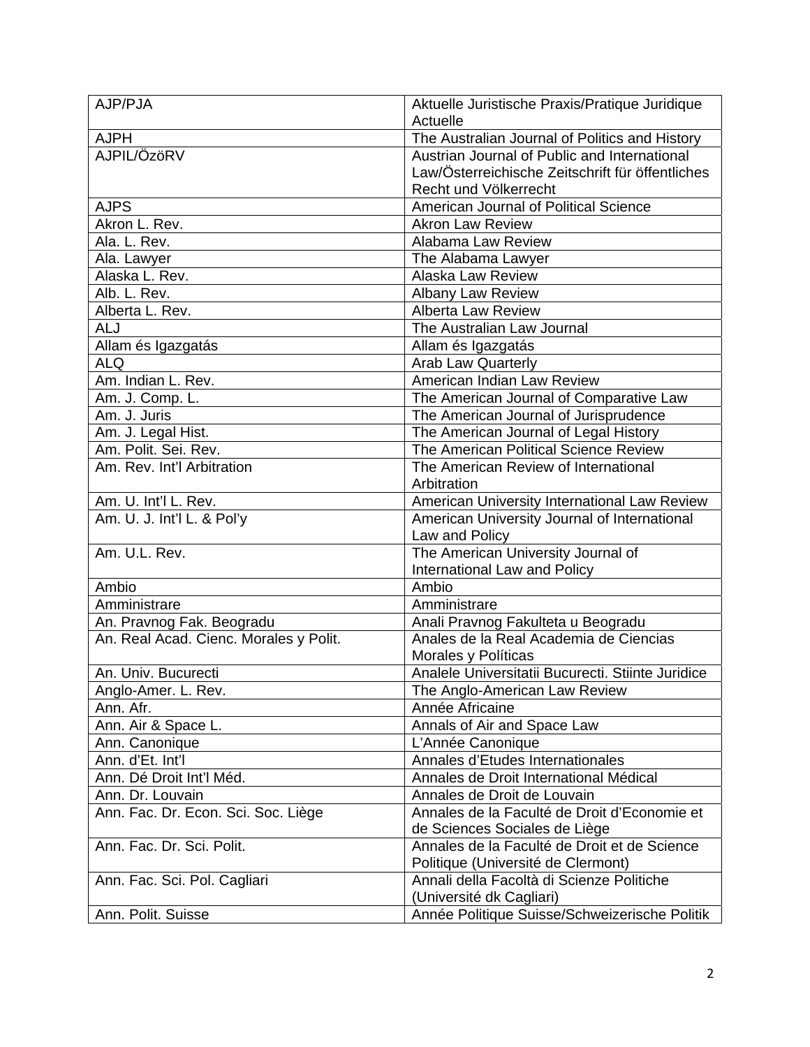| | |
|---|---|
| AJP/PJA | Aktuelle Juristische Praxis/Pratique Juridique Actuelle |
| AJPH | The Australian Journal of Politics and History |
| AJPIL/ÖzöRV | Austrian Journal of Public and International Law/Österreichische Zeitschrift für öffentliches Recht und Völkerrecht |
| AJPS | American Journal of Political Science |
| Akron L. Rev. | Akron Law Review |
| Ala. L. Rev. | Alabama Law Review |
| Ala. Lawyer | The Alabama Lawyer |
| Alaska L. Rev. | Alaska Law Review |
| Alb. L. Rev. | Albany Law Review |
| Alberta L. Rev. | Alberta Law Review |
| ALJ | The Australian Law Journal |
| Allam és Igazgatás | Allam és Igazgatás |
| ALQ | Arab Law Quarterly |
| Am. Indian L. Rev. | American Indian Law Review |
| Am. J. Comp. L. | The American Journal of Comparative Law |
| Am. J. Juris | The American Journal of Jurisprudence |
| Am. J. Legal Hist. | The American Journal of Legal History |
| Am. Polit. Sei. Rev. | The American Political Science Review |
| Am. Rev. Int’l Arbitration | The American Review of International Arbitration |
| Am. U. Int’l L. Rev. | American University International Law Review |
| Am. U. J. Int’l L. & Pol’y | American University Journal of International Law and Policy |
| Am. U.L. Rev. | The American University Journal of International Law and Policy |
| Ambio | Ambio |
| Amministrare | Amministrare |
| An. Pravnog Fak. Beogradu | Anali Pravnog Fakulteta u Beogradu |
| An. Real Acad. Cienc. Morales y Polit. | Anales de la Real Academia de Ciencias Morales y Políticas |
| An. Univ. Bucurecti | Analele Universitatii Bucurecti. Stiinte Juridice |
| Anglo-Amer. L. Rev. | The Anglo-American Law Review |
| Ann. Afr. | Année Africaine |
| Ann. Air & Space L. | Annals of Air and Space Law |
| Ann. Canonique | L’Année Canonique |
| Ann. d’Et. Int’l | Annales d’Etudes Internationales |
| Ann. Dé Droit Int’l Méd. | Annales de Droit International Médical |
| Ann. Dr. Louvain | Annales de Droit de Louvain |
| Ann. Fac. Dr. Econ. Sci. Soc. Liège | Annales de la Faculté de Droit d’Economie et de Sciences Sociales de Liège |
| Ann. Fac. Dr. Sci. Polit. | Annales de la Faculté de Droit et de Science Politique (Université de Clermont) |
| Ann. Fac. Sci. Pol. Cagliari | Annali della Facoltà di Scienze Politiche (Université dk Cagliari) |
| Ann. Polit. Suisse | Année Politique Suisse/Schweizerische Politik |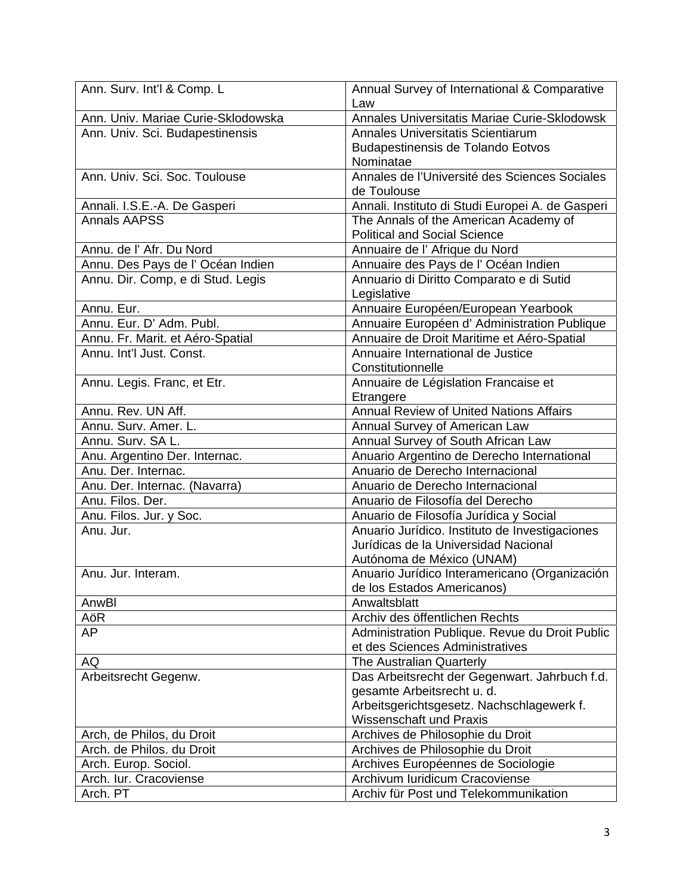| | |
|---|---|
| Ann. Surv. Int'l & Comp. L | Annual Survey of International & Comparative Law |
| Ann. Univ. Mariae Curie-Sklodowska | Annales Universitatis Mariae Curie-Sklodowsk |
| Ann. Univ. Sci. Budapestinensis | Annales Universitatis Scientiarum Budapestinensis de Tolando Eotvos Nominatae |
| Ann. Univ. Sci. Soc. Toulouse | Annales de l'Université des Sciences Sociales de Toulouse |
| Annali. I.S.E.-A. De Gasperi | Annali. Instituto di Studi Europei A. de Gasperi |
| Annals AAPSS | The Annals of the American Academy of Political and Social Science |
| Annu. de l' Afr. Du Nord | Annuaire de l' Afrique du Nord |
| Annu. Des Pays de l' Océan Indien | Annuaire des Pays de l' Océan Indien |
| Annu. Dir. Comp, e di Stud. Legis | Annuario di Diritto Comparato e di Sutid Legislative |
| Annu. Eur. | Annuaire Européen/European Yearbook |
| Annu. Eur. D' Adm. Publ. | Annuaire Européen d' Administration Publique |
| Annu. Fr. Marit. et Aéro-Spatial | Annuaire de Droit Maritime et Aéro-Spatial |
| Annu. Int'l Just. Const. | Annuaire International de Justice Constitutionnelle |
| Annu. Legis. Franc, et Etr. | Annuaire de Législation Francaise et Etrangere |
| Annu. Rev. UN Aff. | Annual Review of United Nations Affairs |
| Annu. Surv. Amer. L. | Annual Survey of American Law |
| Annu. Surv. SA L. | Annual Survey of South African Law |
| Anu. Argentino Der. Internac. | Anuario Argentino de Derecho International |
| Anu. Der. Internac. | Anuario de Derecho Internacional |
| Anu. Der. Internac. (Navarra) | Anuario de Derecho Internacional |
| Anu. Filos. Der. | Anuario de Filosofía del Derecho |
| Anu. Filos. Jur. y Soc. | Anuario de Filosofía Jurídica y Social |
| Anu. Jur. | Anuario Jurídico. Instituto de Investigaciones Jurídicas de la Universidad Nacional Autónoma de México (UNAM) |
| Anu. Jur. Interam. | Anuario Jurídico Interamericano (Organización de los Estados Americanos) |
| AnwBl | Anwaltsblatt |
| AöR | Archiv des öffentlichen Rechts |
| AP | Administration Publique. Revue du Droit Public et des Sciences Administratives |
| AQ | The Australian Quarterly |
| Arbeitsrecht Gegenw. | Das Arbeitsrecht der Gegenwart. Jahrbuch f.d. gesamte Arbeitsrecht u. d. Arbeitsgerichtsgesetz. Nachschlagewerk f. Wissenschaft und Praxis |
| Arch, de Philos, du Droit | Archives de Philosophie du Droit |
| Arch. de Philos. du Droit | Archives de Philosophie du Droit |
| Arch. Europ. Sociol. | Archives Européennes de Sociologie |
| Arch. Iur. Cracoviense | Archivum Iuridicum Cracoviense |
| Arch. PT | Archiv für Post und Telekommunikation |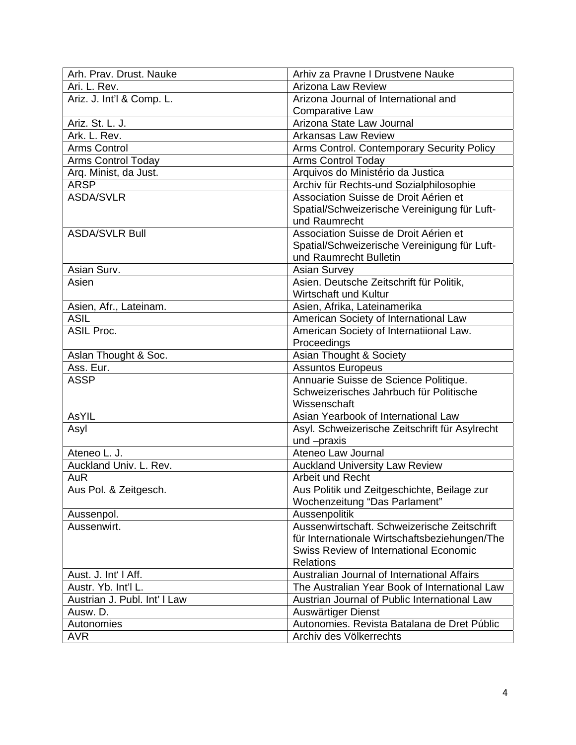| | |
|---|---|
| Arh. Prav. Drust. Nauke | Arhiv za Pravne I Drustvene Nauke |
| Ari. L. Rev. | Arizona Law Review |
| Ariz. J. Int'l & Comp. L. | Arizona Journal of International and Comparative Law |
| Ariz. St. L. J. | Arizona State Law Journal |
| Ark. L. Rev. | Arkansas Law Review |
| Arms Control | Arms Control. Contemporary Security Policy |
| Arms Control Today | Arms Control Today |
| Arq. Minist, da Just. | Arquivos do Ministério da Justica |
| ARSP | Archiv für Rechts-und Sozialphilosophie |
| ASDA/SVLR | Association Suisse de Droit Aérien et Spatial/Schweizerische Vereinigung für Luft- und Raumrecht |
| ASDA/SVLR Bull | Association Suisse de Droit Aérien et Spatial/Schweizerische Vereinigung für Luft- und Raumrecht Bulletin |
| Asian Surv. | Asian Survey |
| Asien | Asien. Deutsche Zeitschrift für Politik, Wirtschaft und Kultur |
| Asien, Afr., Lateinam. | Asien, Afrika, Lateinamerika |
| ASIL | American Society of International Law |
| ASIL Proc. | American Society of Internatiional Law. Proceedings |
| Aslan Thought & Soc. | Asian Thought & Society |
| Ass. Eur. | Assuntos Europeus |
| ASSP | Annuarie Suisse de Science Politique. Schweizerisches Jahrbuch für Politische Wissenschaft |
| AsYIL | Asian Yearbook of International Law |
| Asyl | Asyl. Schweizerische Zeitschrift für Asylrecht und –praxis |
| Ateneo L. J. | Ateneo Law Journal |
| Auckland Univ. L. Rev. | Auckland University Law Review |
| AuR | Arbeit und Recht |
| Aus Pol. & Zeitgesch. | Aus Politik und Zeitgeschichte, Beilage zur Wochenzeitung "Das Parlament" |
| Aussenpol. | Aussenpolitik |
| Aussenwirt. | Aussenwirtschaft. Schweizerische Zeitschrift für Internationale Wirtschaftsbeziehungen/The Swiss Review of International Economic Relations |
| Aust. J. Int' l Aff. | Australian Journal of International Affairs |
| Austr. Yb. Int'l L. | The Australian Year Book of International Law |
| Austrian J. Publ. Int' l Law | Austrian Journal of Public International Law |
| Ausw. D. | Auswärtiger Dienst |
| Autonomies | Autonomies. Revista Batalana de Dret Públic |
| AVR | Archiv des Völkerrechts |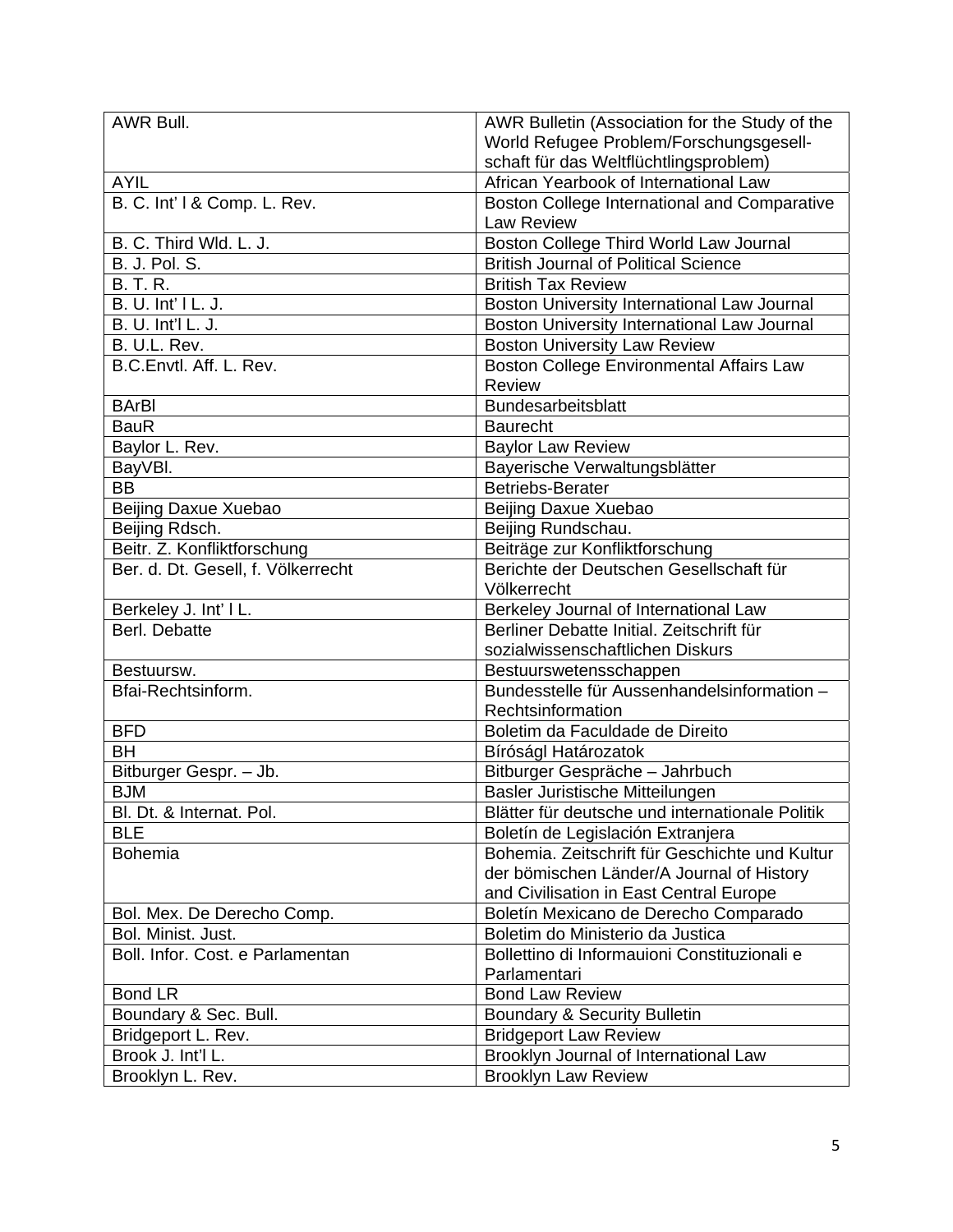| | |
|---|---|
| AWR Bull. | AWR Bulletin (Association for the Study of the World Refugee Problem/Forschungsgesell-schaft für das Weltflüchtlingsproblem) |
| AYIL | African Yearbook of International Law |
| B. C. Int' l & Comp. L. Rev. | Boston College International and Comparative Law Review |
| B. C. Third Wld. L. J. | Boston College Third World Law Journal |
| B. J. Pol. S. | British Journal of Political Science |
| B. T. R. | British Tax Review |
| B. U. Int' l L. J. | Boston University International Law Journal |
| B. U. Int'l L. J. | Boston University International Law Journal |
| B. U.L. Rev. | Boston University Law Review |
| B.C.Envtl. Aff. L. Rev. | Boston College Environmental Affairs Law Review |
| BArBl | Bundesarbeitsblatt |
| BauR | Baurecht |
| Baylor L. Rev. | Baylor Law Review |
| BayVBl. | Bayerische Verwaltungsblätter |
| BB | Betriebs-Berater |
| Beijing Daxue Xuebao | Beijing Daxue Xuebao |
| Beijing Rdsch. | Beijing Rundschau. |
| Beitr. Z. Konfliktforschung | Beiträge zur Konfliktforschung |
| Ber. d. Dt. Gesell, f. Völkerrecht | Berichte der Deutschen Gesellschaft für Völkerrecht |
| Berkeley J. Int' l L. | Berkeley Journal of International Law |
| Berl. Debatte | Berliner Debatte Initial. Zeitschrift für sozialwissenschaftlichen Diskurs |
| Bestuursw. | Bestuurswetensschappen |
| Bfai-Rechtsinform. | Bundesstelle für Aussenhandelsinformation – Rechtsinformation |
| BFD | Boletim da Faculdade de Direito |
| BH | Bíróságl Határozatok |
| Bitburger Gespr. – Jb. | Bitburger Gespräche – Jahrbuch |
| BJM | Basler Juristische Mitteilungen |
| Bl. Dt. & Internat. Pol. | Blätter für deutsche und internationale Politik |
| BLE | Boletín de Legislación Extranjera |
| Bohemia | Bohemia. Zeitschrift für Geschichte und Kultur der bömischen Länder/A Journal of History and Civilisation in East Central Europe |
| Bol. Mex. De Derecho Comp. | Boletín Mexicano de Derecho Comparado |
| Bol. Minist. Just. | Boletim do Ministerio da Justica |
| Boll. Infor. Cost. e Parlamentan | Bollettino di Informauioni Constituzionali e Parlamentari |
| Bond LR | Bond Law Review |
| Boundary & Sec. Bull. | Boundary & Security Bulletin |
| Bridgeport L. Rev. | Bridgeport Law Review |
| Brook J. Int'l L. | Brooklyn Journal of International Law |
| Brooklyn L. Rev. | Brooklyn Law Review |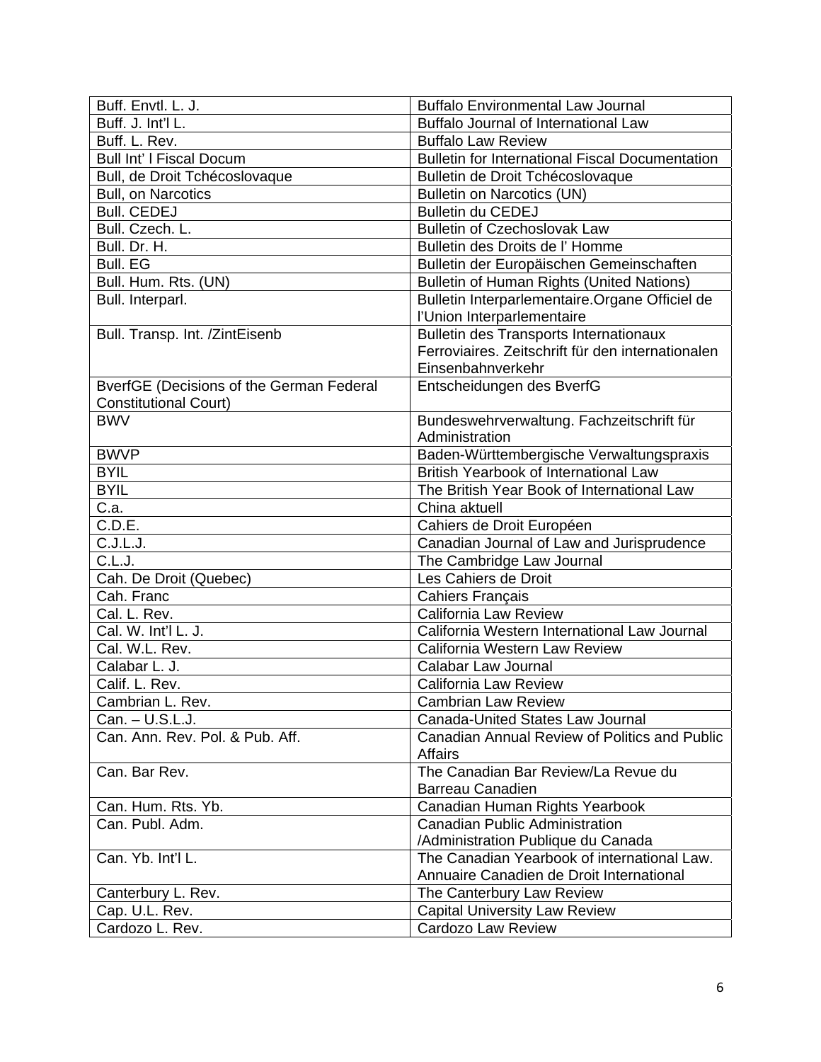| | |
|---|---|
| Buff. Envtl. L. J. | Buffalo Environmental Law Journal |
| Buff. J. Int'l L. | Buffalo Journal of International Law |
| Buff. L. Rev. | Buffalo Law Review |
| Bull Int' l Fiscal Docum | Bulletin for International Fiscal Documentation |
| Bull, de Droit Tchécoslovaque | Bulletin de Droit Tchécoslovaque |
| Bull, on Narcotics | Bulletin on Narcotics (UN) |
| Bull. CEDEJ | Bulletin du CEDEJ |
| Bull. Czech. L. | Bulletin of Czechoslovak Law |
| Bull. Dr. H. | Bulletin des Droits de l' Homme |
| Bull. EG | Bulletin der Europäischen Gemeinschaften |
| Bull. Hum. Rts. (UN) | Bulletin of Human Rights (United Nations) |
| Bull. Interparl. | Bulletin Interparlementaire.Organe Officiel de l'Union Interparlementaire |
| Bull. Transp. Int. /ZintEisenb | Bulletin des Transports Internationaux Ferroviaires. Zeitschrift für den internationalen Einsenbahnverkehr |
| BverfGE (Decisions of the German Federal Constitutional Court) | Entscheidungen des BverfG |
| BWV | Bundeswehrverwaltung. Fachzeitschrift für Administration |
| BWVP | Baden-Württembergische Verwaltungspraxis |
| BYIL | British Yearbook of International Law |
| BYIL | The British Year Book of International Law |
| C.a. | China aktuell |
| C.D.E. | Cahiers de Droit Européen |
| C.J.L.J. | Canadian Journal of Law and Jurisprudence |
| C.L.J. | The Cambridge Law Journal |
| Cah. De Droit (Quebec) | Les Cahiers de Droit |
| Cah. Franc | Cahiers Français |
| Cal. L. Rev. | California Law Review |
| Cal. W. Int'l L. J. | California Western International Law Journal |
| Cal. W.L. Rev. | California Western Law Review |
| Calabar L. J. | Calabar Law Journal |
| Calif. L. Rev. | California Law Review |
| Cambrian L. Rev. | Cambrian Law Review |
| Can. – U.S.L.J. | Canada-United States Law Journal |
| Can. Ann. Rev. Pol. & Pub. Aff. | Canadian Annual Review of Politics and Public Affairs |
| Can. Bar Rev. | The Canadian Bar Review/La Revue du Barreau Canadien |
| Can. Hum. Rts. Yb. | Canadian Human Rights Yearbook |
| Can. Publ. Adm. | Canadian Public Administration /Administration Publique du Canada |
| Can. Yb. Int'l L. | The Canadian Yearbook of international Law. Annuaire Canadien de Droit International |
| Canterbury L. Rev. | The Canterbury Law Review |
| Cap. U.L. Rev. | Capital University Law Review |
| Cardozo L. Rev. | Cardozo Law Review |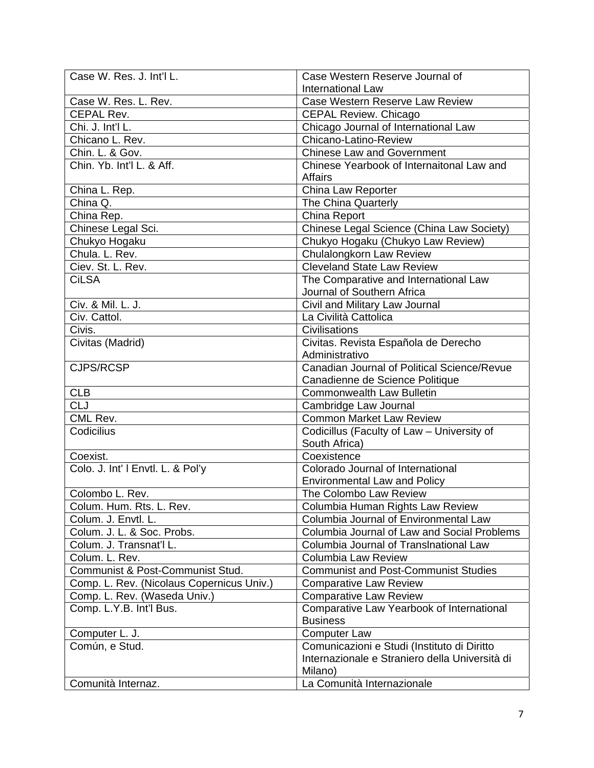| | |
|---|---|
| Case W. Res. J. Int’l L. | Case Western Reserve Journal of International Law |
| Case W. Res. L. Rev. | Case Western Reserve Law Review |
| CEPAL Rev. | CEPAL Review. Chicago |
| Chi. J. Int’l L. | Chicago Journal of International Law |
| Chicano L. Rev. | Chicano-Latino-Review |
| Chin. L. & Gov. | Chinese Law and Government |
| Chin. Yb. Int’l L. & Aff. | Chinese Yearbook of Internaitonal Law and Affairs |
| China L. Rep. | China Law Reporter |
| China Q. | The China Quarterly |
| China Rep. | China Report |
| Chinese Legal Sci. | Chinese Legal Science (China Law Society) |
| Chukyo Hogaku | Chukyo Hogaku (Chukyo Law Review) |
| Chula. L. Rev. | Chulalongkorn Law Review |
| Ciev. St. L. Rev. | Cleveland State Law Review |
| CiLSA | The Comparative and International Law Journal of Southern Africa |
| Civ. & Mil. L. J. | Civil and Military Law Journal |
| Civ. Cattol. | La Civilità Cattolica |
| Civis. | Civilisations |
| Civitas (Madrid) | Civitas. Revista Española de Derecho Administrativo |
| CJPS/RCSP | Canadian Journal of Political Science/Revue Canadienne de Science Politique |
| CLB | Commonwealth Law Bulletin |
| CLJ | Cambridge Law Journal |
| CML Rev. | Common Market Law Review |
| Codicilius | Codicillus (Faculty of Law – University of South Africa) |
| Coexist. | Coexistence |
| Colo. J. Int’ l Envtl. L. & Pol’y | Colorado Journal of International Environmental Law and Policy |
| Colombo L. Rev. | The Colombo Law Review |
| Colum. Hum. Rts. L. Rev. | Columbia Human Rights Law Review |
| Colum. J. Envtl. L. | Columbia Journal of Environmental Law |
| Colum. J. L. & Soc. Probs. | Columbia Journal of Law and Social Problems |
| Colum. J. Transnat’l L. | Columbia Journal of Translnational Law |
| Colum. L. Rev. | Columbia Law Review |
| Communist & Post-Communist Stud. | Communist and Post-Communist Studies |
| Comp. L. Rev. (Nicolaus Copernicus Univ.) | Comparative Law Review |
| Comp. L. Rev. (Waseda Univ.) | Comparative Law Review |
| Comp. L.Y.B. Int’l Bus. | Comparative Law Yearbook of International Business |
| Computer L. J. | Computer Law |
| Común, e Stud. | Comunicazioni e Studi (Instituto di Diritto Internazionale e Straniero della Università di Milano) |
| Comunità Internaz. | La Comunità Internazionale |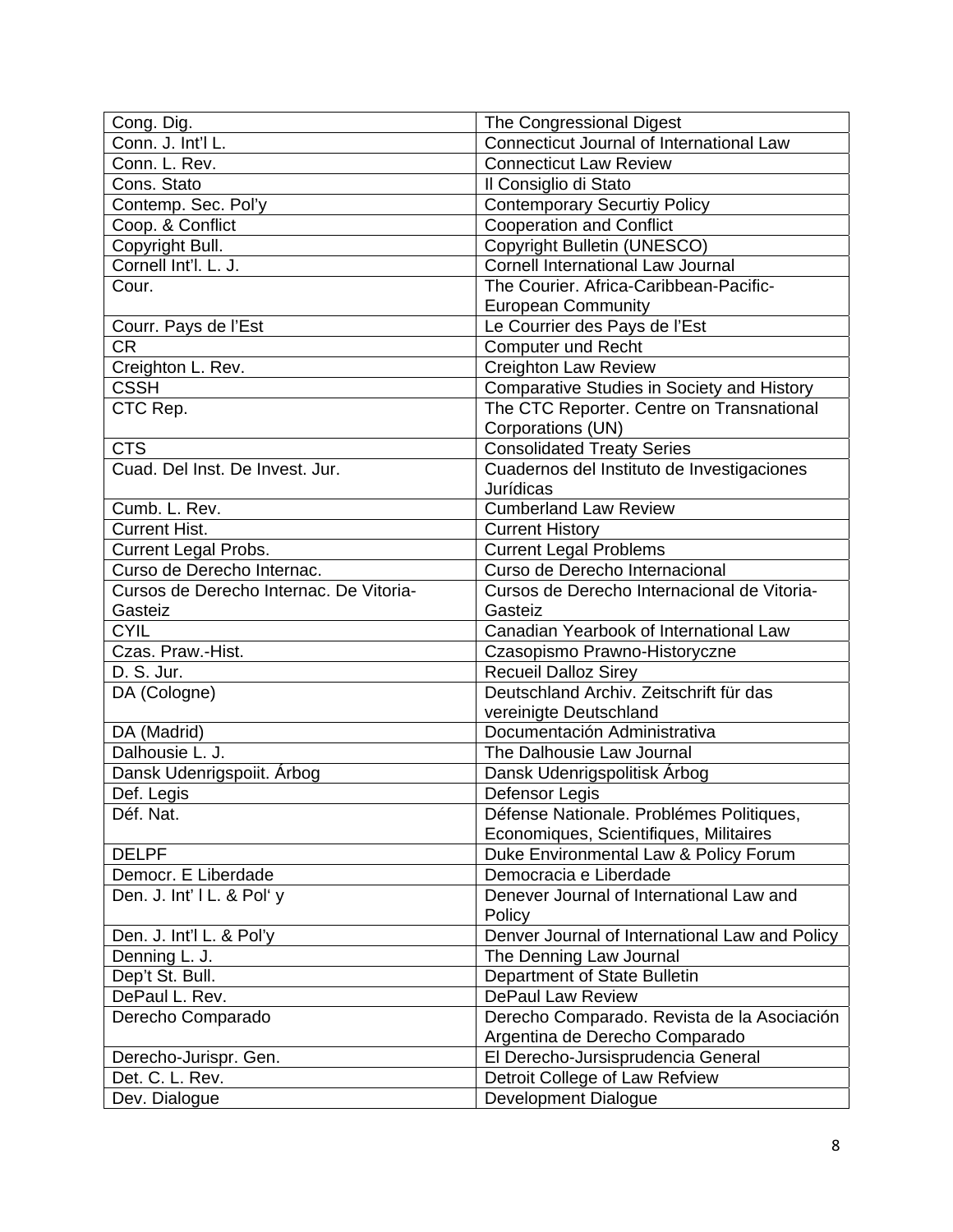| | |
|---|---|
| Cong. Dig. | The Congressional Digest |
| Conn. J. Int'l L. | Connecticut Journal of International Law |
| Conn. L. Rev. | Connecticut Law Review |
| Cons. Stato | Il Consiglio di Stato |
| Contemp. Sec. Pol'y | Contemporary Securtiy Policy |
| Coop. & Conflict | Cooperation and Conflict |
| Copyright Bull. | Copyright Bulletin (UNESCO) |
| Cornell Int'l. L. J. | Cornell International Law Journal |
| Cour. | The Courier. Africa-Caribbean-Pacific-European Community |
| Courr. Pays de l'Est | Le Courrier des Pays de l'Est |
| CR | Computer und Recht |
| Creighton L. Rev. | Creighton Law Review |
| CSSH | Comparative Studies in Society and History |
| CTC Rep. | The CTC Reporter. Centre on Transnational Corporations (UN) |
| CTS | Consolidated Treaty Series |
| Cuad. Del Inst. De Invest. Jur. | Cuadernos del Instituto de Investigaciones Jurídicas |
| Cumb. L. Rev. | Cumberland Law Review |
| Current Hist. | Current History |
| Current Legal Probs. | Current Legal Problems |
| Curso de Derecho Internac. | Curso de Derecho Internacional |
| Cursos de Derecho Internac. De Vitoria-Gasteiz | Cursos de Derecho Internacional de Vitoria-Gasteiz |
| CYIL | Canadian Yearbook of International Law |
| Czas. Praw.-Hist. | Czasopismo Prawno-Historyczne |
| D. S. Jur. | Recueil Dalloz Sirey |
| DA (Cologne) | Deutschland Archiv. Zeitschrift für das vereinigte Deutschland |
| DA (Madrid) | Documentación Administrativa |
| Dalhousie L. J. | The Dalhousie Law Journal |
| Dansk Udenrigspoiit. Árbog | Dansk Udenrigspolitisk Árbog |
| Def. Legis | Defensor Legis |
| Déf. Nat. | Défense Nationale. Problémes Politiques, Economiques, Scientifiques, Militaires |
| DELPF | Duke Environmental Law & Policy Forum |
| Democr. E Liberdade | Democracia e Liberdade |
| Den. J. Int' l L. & Pol' y | Denever Journal of International Law and Policy |
| Den. J. Int'l L. & Pol'y | Denver Journal of International Law and Policy |
| Denning L. J. | The Denning Law Journal |
| Dep't St. Bull. | Department of State Bulletin |
| DePaul L. Rev. | DePaul Law Review |
| Derecho Comparado | Derecho Comparado. Revista de la Asociación Argentina de Derecho Comparado |
| Derecho-Jurispr. Gen. | El Derecho-Jursisprudencia General |
| Det. C. L. Rev. | Detroit College of Law Refview |
| Dev. Dialogue | Development Dialogue |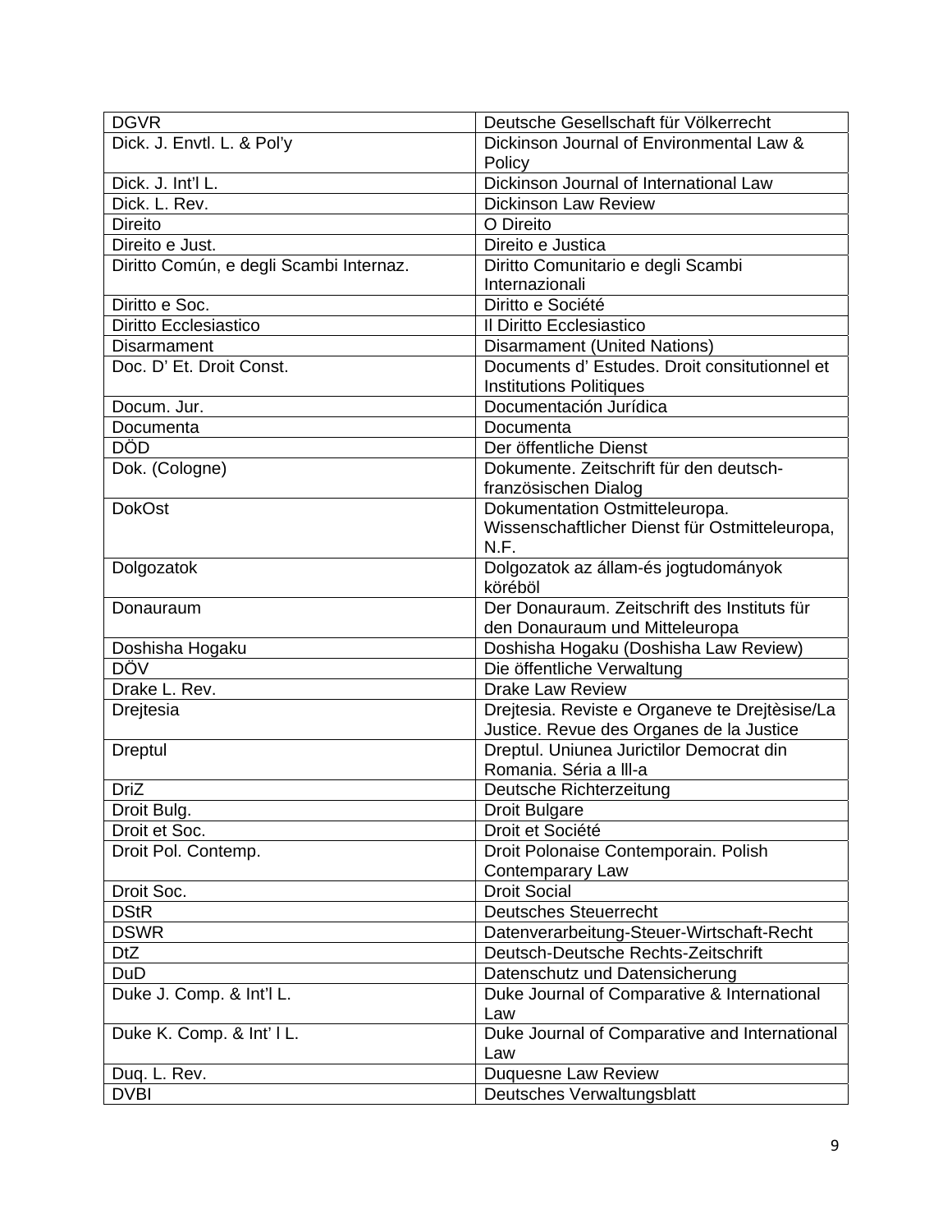| | |
|---|---|
| DGVR | Deutsche Gesellschaft für Völkerrecht |
| Dick. J. Envtl. L. & Pol'y | Dickinson Journal of Environmental Law & Policy |
| Dick. J. Int'l L. | Dickinson Journal of International Law |
| Dick. L. Rev. | Dickinson Law Review |
| Direito | O Direito |
| Direito e Just. | Direito e Justica |
| Diritto Común, e degli Scambi Internaz. | Diritto Comunitario e degli Scambi Internazionali |
| Diritto e Soc. | Diritto e Société |
| Diritto Ecclesiastico | Il Diritto Ecclesiastico |
| Disarmament | Disarmament (United Nations) |
| Doc. D' Et. Droit Const. | Documents d' Estudes. Droit consitutionnel et Institutions Politiques |
| Docum. Jur. | Documentación Jurídica |
| Documenta | Documenta |
| DÖD | Der öffentliche Dienst |
| Dok. (Cologne) | Dokumente. Zeitschrift für den deutsch-französischen Dialog |
| DokOst | Dokumentation Ostmitteleuropa. Wissenschaftlicher Dienst für Ostmitteleuropa, N.F. |
| Dolgozatok | Dolgozatok az állam-és jogtudományok köréböl |
| Donauraum | Der Donauraum. Zeitschrift des Instituts für den Donauraum und Mitteleuropa |
| Doshisha Hogaku | Doshisha Hogaku (Doshisha Law Review) |
| DÖV | Die öffentliche Verwaltung |
| Drake L. Rev. | Drake Law Review |
| Drejtesia | Drejtesia. Reviste e Organeve te Drejtèsise/La Justice. Revue des Organes de la Justice |
| Dreptul | Dreptul. Uniunea Jurictilor Democrat din Romania. Séria a lll-a |
| DriZ | Deutsche Richterzeitung |
| Droit Bulg. | Droit Bulgare |
| Droit et Soc. | Droit et Société |
| Droit Pol. Contemp. | Droit Polonaise Contemporain. Polish Contemparary Law |
| Droit Soc. | Droit Social |
| DStR | Deutsches Steuerrecht |
| DSWR | Datenverarbeitung-Steuer-Wirtschaft-Recht |
| DtZ | Deutsch-Deutsche Rechts-Zeitschrift |
| DuD | Datenschutz und Datensicherung |
| Duke J. Comp. & Int'l L. | Duke Journal of Comparative & International Law |
| Duke K. Comp. & Int' l L. | Duke Journal of Comparative and International Law |
| Duq. L. Rev. | Duquesne Law Review |
| DVBI | Deutsches Verwaltungsblatt |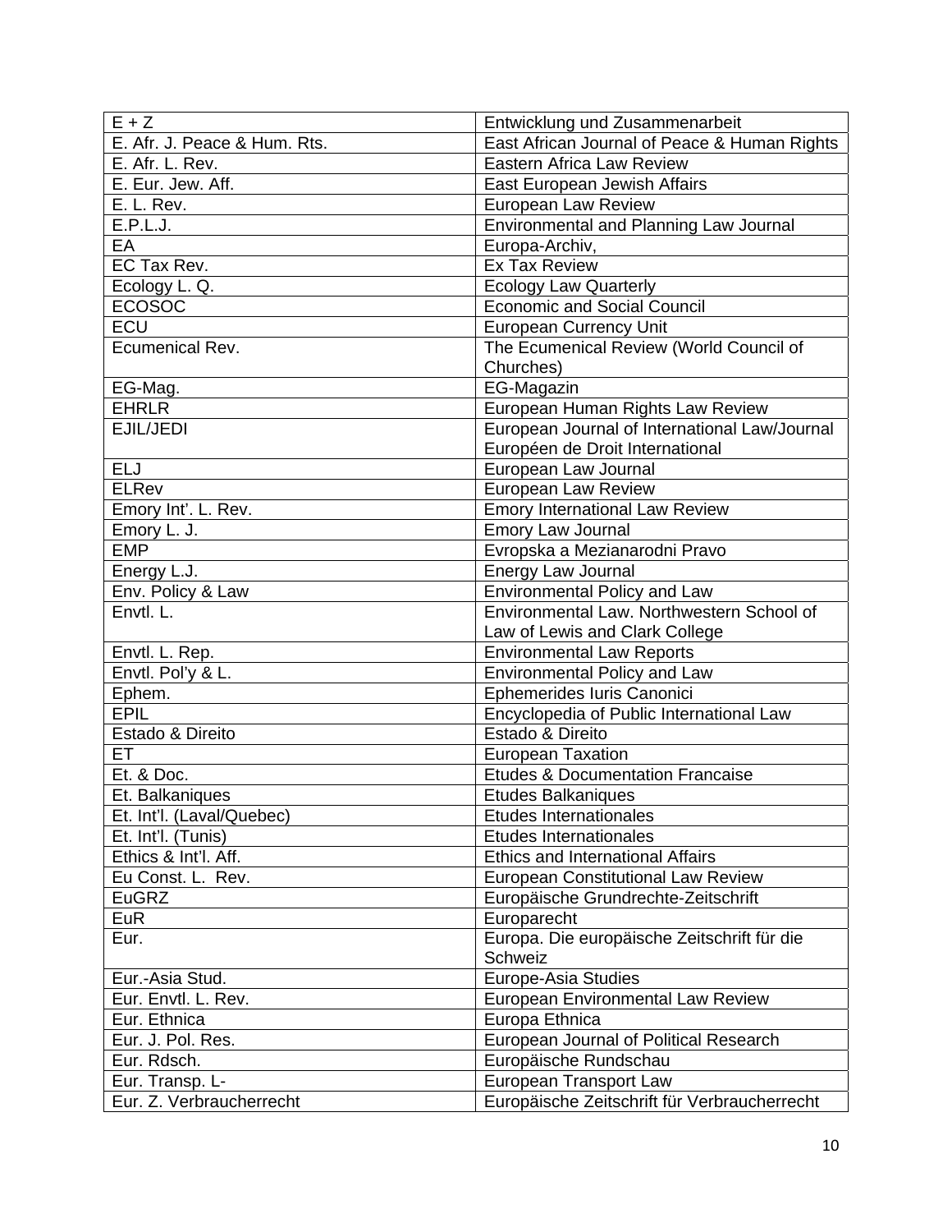| | |
|---|---|
| E + Z | Entwicklung und Zusammenarbeit |
| E. Afr. J. Peace & Hum. Rts. | East African Journal of Peace & Human Rights |
| E. Afr. L. Rev. | Eastern Africa Law Review |
| E. Eur. Jew. Aff. | East European Jewish Affairs |
| E. L. Rev. | European Law Review |
| E.P.L.J. | Environmental and Planning Law Journal |
| EA | Europa-Archiv, |
| EC Tax Rev. | Ex Tax Review |
| Ecology L. Q. | Ecology Law Quarterly |
| ECOSOC | Economic and Social Council |
| ECU | European Currency Unit |
| Ecumenical Rev. | The Ecumenical Review (World Council of Churches) |
| EG-Mag. | EG-Magazin |
| EHRLR | European Human Rights Law Review |
| EJIL/JEDI | European Journal of International Law/Journal Européen de Droit International |
| ELJ | European Law Journal |
| ELRev | European Law Review |
| Emory Int'. L. Rev. | Emory International Law Review |
| Emory L. J. | Emory Law Journal |
| EMP | Evropska a Mezianarodni Pravo |
| Energy L.J. | Energy Law Journal |
| Env. Policy & Law | Environmental Policy and Law |
| Envtl. L. | Environmental Law. Northwestern School of Law of Lewis and Clark College |
| Envtl. L. Rep. | Environmental Law Reports |
| Envtl. Pol'y & L. | Environmental Policy and Law |
| Ephem. | Ephemerides Iuris Canonici |
| EPIL | Encyclopedia of Public International Law |
| Estado & Direito | Estado & Direito |
| ET | European Taxation |
| Et. & Doc. | Etudes & Documentation Francaise |
| Et. Balkaniques | Etudes Balkaniques |
| Et. Int'l. (Laval/Quebec) | Etudes Internationales |
| Et. Int'l. (Tunis) | Etudes Internationales |
| Ethics & Int'l. Aff. | Ethics and International Affairs |
| Eu Const. L. Rev. | European Constitutional Law Review |
| EuGRZ | Europäische Grundrechte-Zeitschrift |
| EuR | Europarecht |
| Eur. | Europa. Die europäische Zeitschrift für die Schweiz |
| Eur.-Asia Stud. | Europe-Asia Studies |
| Eur. Envtl. L. Rev. | European Environmental Law Review |
| Eur. Ethnica | Europa Ethnica |
| Eur. J. Pol. Res. | European Journal of Political Research |
| Eur. Rdsch. | Europäische Rundschau |
| Eur. Transp. L- | European Transport Law |
| Eur. Z. Verbraucherrecht | Europäische Zeitschrift für Verbraucherrecht |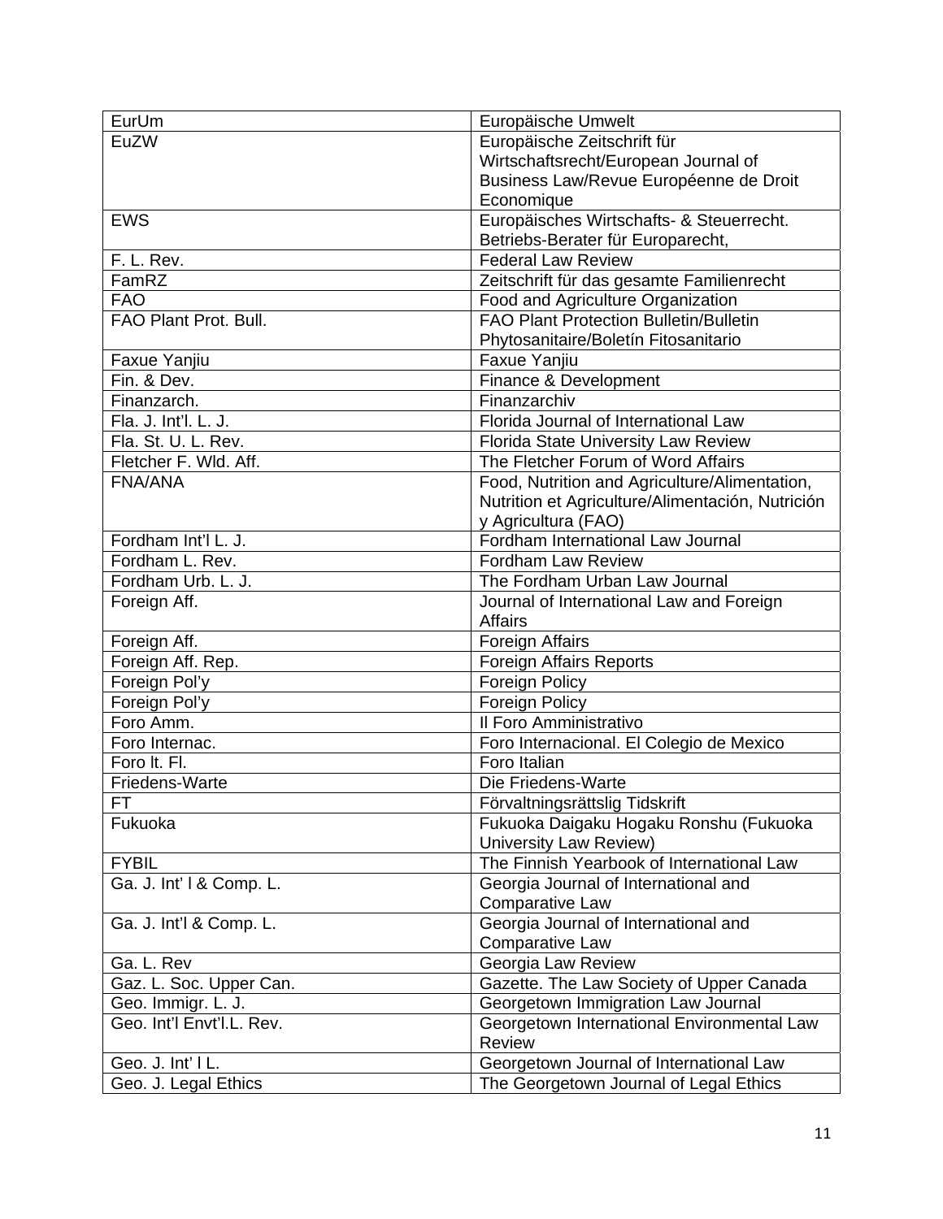| | |
|---|---|
| EurUm | Europäische Umwelt |
| EuZW | Europäische Zeitschrift für Wirtschaftsrecht/European Journal of Business Law/Revue Européenne de Droit Economique |
| EWS | Europäisches Wirtschafts- & Steuerrecht. Betriebs-Berater für Europarecht, |
| F. L. Rev. | Federal Law Review |
| FamRZ | Zeitschrift für das gesamte Familienrecht |
| FAO | Food and Agriculture Organization |
| FAO Plant Prot. Bull. | FAO Plant Protection Bulletin/Bulletin Phytosanitaire/Boletín Fitosanitario |
| Faxue Yanjiu | Faxue Yanjiu |
| Fin. & Dev. | Finance & Development |
| Finanzarch. | Finanzarchiv |
| Fla. J. Int'l. L. J. | Florida Journal of International Law |
| Fla. St. U. L. Rev. | Florida State University Law Review |
| Fletcher F. Wld. Aff. | The Fletcher Forum of Word Affairs |
| FNA/ANA | Food, Nutrition and Agriculture/Alimentation, Nutrition et Agriculture/Alimentación, Nutrición y Agricultura (FAO) |
| Fordham Int'l L. J. | Fordham International Law Journal |
| Fordham L. Rev. | Fordham Law Review |
| Fordham Urb. L. J. | The Fordham Urban Law Journal |
| Foreign Aff. | Journal of International Law and Foreign Affairs |
| Foreign Aff. | Foreign Affairs |
| Foreign Aff. Rep. | Foreign Affairs Reports |
| Foreign Pol'y | Foreign Policy |
| Foreign Pol'y | Foreign Policy |
| Foro Amm. | Il Foro Amministrativo |
| Foro Internac. | Foro Internacional. El Colegio de Mexico |
| Foro lt. Fl. | Foro Italian |
| Friedens-Warte | Die Friedens-Warte |
| FT | Förvaltningsrättslig Tidskrift |
| Fukuoka | Fukuoka Daigaku Hogaku Ronshu (Fukuoka University Law Review) |
| FYBIL | The Finnish Yearbook of International Law |
| Ga. J. Int' l & Comp. L. | Georgia Journal of International and Comparative Law |
| Ga. J. Int'l & Comp. L. | Georgia Journal of International and Comparative Law |
| Ga. L. Rev | Georgia Law Review |
| Gaz. L. Soc. Upper Can. | Gazette. The Law Society of Upper Canada |
| Geo. Immigr. L. J. | Georgetown Immigration Law Journal |
| Geo. Int'l Envt'l.L. Rev. | Georgetown International Environmental Law Review |
| Geo. J. Int' l L. | Georgetown Journal of International Law |
| Geo. J. Legal Ethics | The Georgetown Journal of Legal Ethics |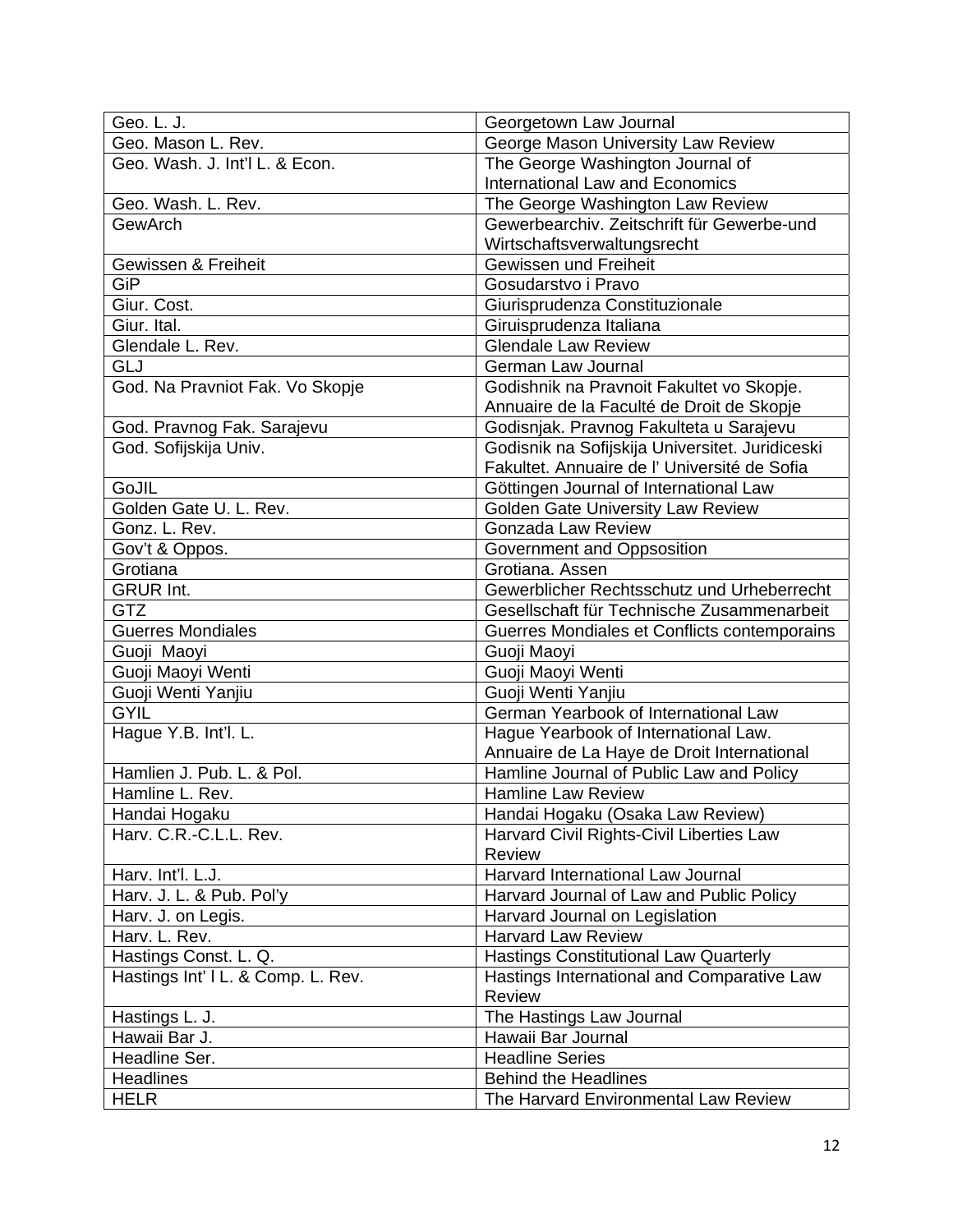| | |
|---|---|
| Geo. L. J. | Georgetown Law Journal |
| Geo. Mason L. Rev. | George Mason University Law Review |
| Geo. Wash. J. Int'l L. & Econ. | The George Washington Journal of International Law and Economics |
| Geo. Wash. L. Rev. | The George Washington Law Review |
| GewArch | Gewerbearchiv. Zeitschrift für Gewerbe-und Wirtschaftsverwaltungsrecht |
| Gewissen & Freiheit | Gewissen und Freiheit |
| GiP | Gosudarstvo i Pravo |
| Giur. Cost. | Giurisprudenza Constituzionale |
| Giur. Ital. | Giruisprudenza Italiana |
| Glendale L. Rev. | Glendale Law Review |
| GLJ | German Law Journal |
| God. Na Pravniot Fak. Vo Skopje | Godishnik na Pravnoit Fakultet vo Skopje. Annuaire de la Faculté de Droit de Skopje |
| God. Pravnog Fak. Sarajevu | Godisnjak. Pravnog Fakulteta u Sarajevu |
| God. Sofijskija Univ. | Godisnik na Sofijskija Universitet. Juridiceski Fakultet. Annuaire de l' Université de Sofia |
| GoJIL | Göttingen Journal of International Law |
| Golden Gate U. L. Rev. | Golden Gate University Law Review |
| Gonz. L. Rev. | Gonzada Law Review |
| Gov't & Oppos. | Government and Oppsosition |
| Grotiana | Grotiana. Assen |
| GRUR Int. | Gewerblicher Rechtsschutz und Urheberrecht |
| GTZ | Gesellschaft für Technische Zusammenarbeit |
| Guerres Mondiales | Guerres Mondiales et Conflicts contemporains |
| Guoji Maoyi | Guoji Maoyi |
| Guoji Maoyi Wenti | Guoji Maoyi Wenti |
| Guoji Wenti Yanjiu | Guoji Wenti Yanjiu |
| GYIL | German Yearbook of International Law |
| Hague Y.B. Int'l. L. | Hague Yearbook of International Law. Annuaire de La Haye de Droit International |
| Hamlien J. Pub. L. & Pol. | Hamline Journal of Public Law and Policy |
| Hamline L. Rev. | Hamline Law Review |
| Handai Hogaku | Handai Hogaku (Osaka Law Review) |
| Harv. C.R.-C.L.L. Rev. | Harvard Civil Rights-Civil Liberties Law Review |
| Harv. Int'l. L.J. | Harvard International Law Journal |
| Harv. J. L. & Pub. Pol'y | Harvard Journal of Law and Public Policy |
| Harv. J. on Legis. | Harvard Journal on Legislation |
| Harv. L. Rev. | Harvard Law Review |
| Hastings Const. L. Q. | Hastings Constitutional Law Quarterly |
| Hastings Int' l L. & Comp. L. Rev. | Hastings International and Comparative Law Review |
| Hastings L. J. | The Hastings Law Journal |
| Hawaii Bar J. | Hawaii Bar Journal |
| Headline Ser. | Headline Series |
| Headlines | Behind the Headlines |
| HELR | The Harvard Environmental Law Review |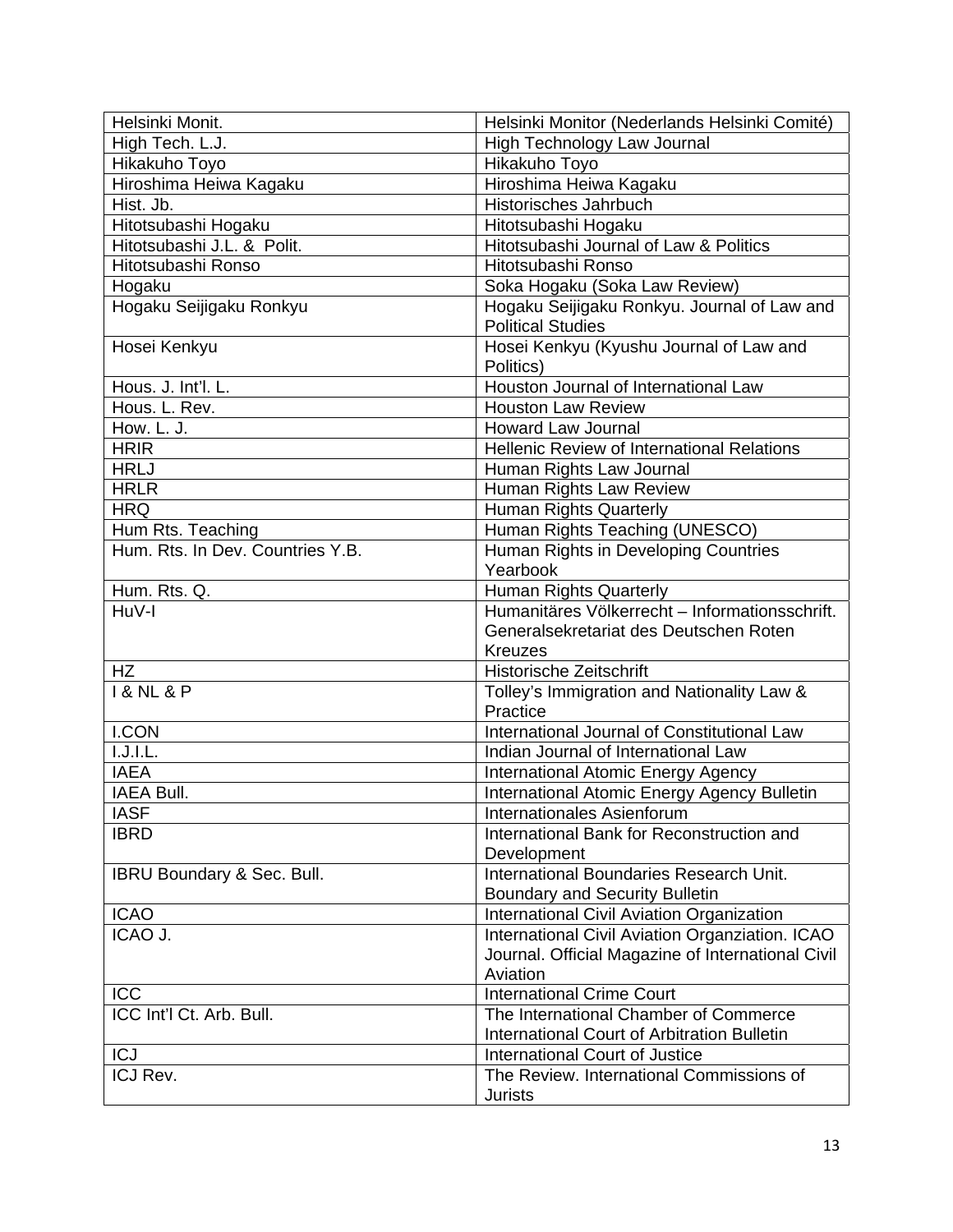| | |
|---|---|
| Helsinki Monit. | Helsinki Monitor (Nederlands Helsinki Comité) |
| High Tech. L.J. | High Technology Law Journal |
| Hikakuho Toyo | Hikakuho Toyo |
| Hiroshima Heiwa Kagaku | Hiroshima Heiwa Kagaku |
| Hist. Jb. | Historisches Jahrbuch |
| Hitotsubashi Hogaku | Hitotsubashi Hogaku |
| Hitotsubashi J.L. & Polit. | Hitotsubashi Journal of Law & Politics |
| Hitotsubashi Ronso | Hitotsubashi Ronso |
| Hogaku | Soka Hogaku (Soka Law Review) |
| Hogaku Seijigaku Ronkyu | Hogaku Seijigaku Ronkyu. Journal of Law and Political Studies |
| Hosei Kenkyu | Hosei Kenkyu (Kyushu Journal of Law and Politics) |
| Hous. J. Int'l. L. | Houston Journal of International Law |
| Hous. L. Rev. | Houston Law Review |
| How. L. J. | Howard Law Journal |
| HRIR | Hellenic Review of International Relations |
| HRLJ | Human Rights Law Journal |
| HRLR | Human Rights Law Review |
| HRQ | Human Rights Quarterly |
| Hum Rts. Teaching | Human Rights Teaching (UNESCO) |
| Hum. Rts. In Dev. Countries Y.B. | Human Rights in Developing Countries Yearbook |
| Hum. Rts. Q. | Human Rights Quarterly |
| HuV-I | Humanitäres Völkerrecht – Informationsschrift. Generalsekretariat des Deutschen Roten Kreuzes |
| HZ | Historische Zeitschrift |
| I & NL & P | Tolley's Immigration and Nationality Law & Practice |
| I.CON | International Journal of Constitutional Law |
| I.J.I.L. | Indian Journal of International Law |
| IAEA | International Atomic Energy Agency |
| IAEA Bull. | International Atomic Energy Agency Bulletin |
| IASF | Internationales Asienforum |
| IBRD | International Bank for Reconstruction and Development |
| IBRU Boundary & Sec. Bull. | International Boundaries Research Unit. Boundary and Security Bulletin |
| ICAO | International Civil Aviation Organization |
| ICAO J. | International Civil Aviation Organziation. ICAO Journal. Official Magazine of International Civil Aviation |
| ICC | International Crime Court |
| ICC Int'l Ct. Arb. Bull. | The International Chamber of Commerce International Court of Arbitration Bulletin |
| ICJ | International Court of Justice |
| ICJ Rev. | The Review. International Commissions of Jurists |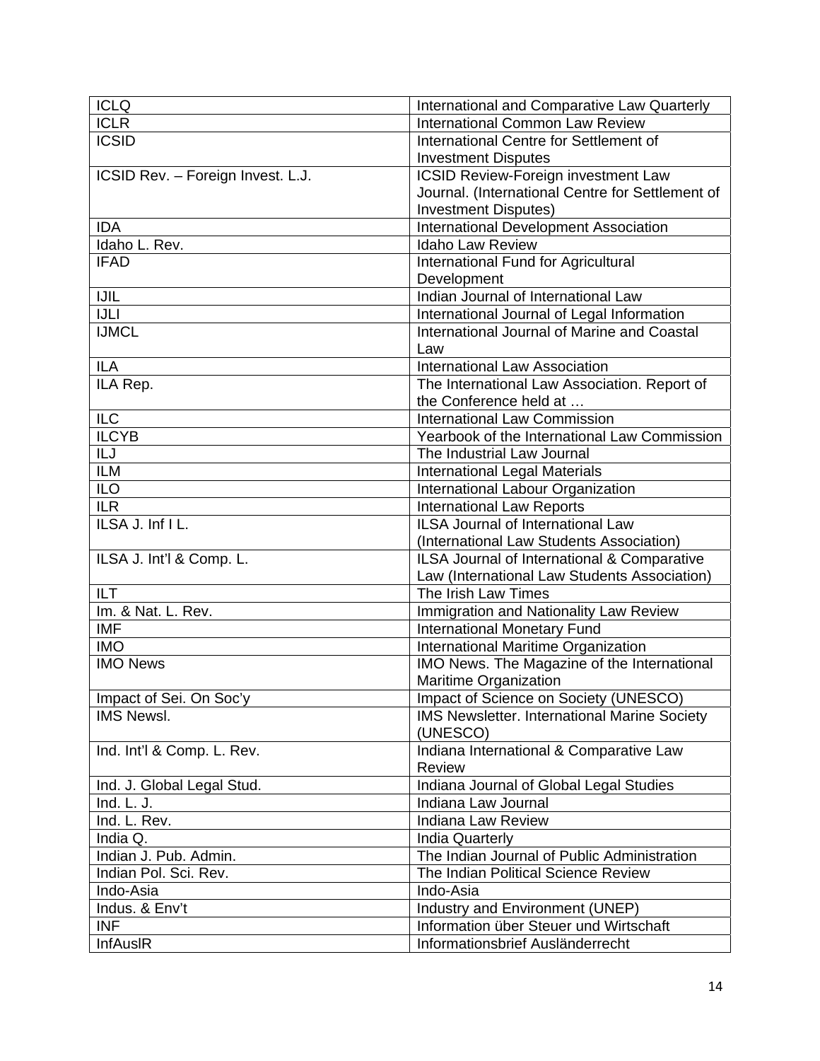| | |
|---|---|
| ICLQ | International and Comparative Law Quarterly |
| ICLR | International Common Law Review |
| ICSID | International Centre for Settlement of Investment Disputes |
| ICSID Rev. – Foreign Invest. L.J. | ICSID Review-Foreign investment Law Journal. (International Centre for Settlement of Investment Disputes) |
| IDA | International Development Association |
| Idaho L. Rev. | Idaho Law Review |
| IFAD | International Fund for Agricultural Development |
| IJIL | Indian Journal of International Law |
| IJLI | International Journal of Legal Information |
| IJMCL | International Journal of Marine and Coastal Law |
| ILA | International Law Association |
| ILA Rep. | The International Law Association. Report of the Conference held at … |
| ILC | International Law Commission |
| ILCYB | Yearbook of the International Law Commission |
| ILJ | The Industrial Law Journal |
| ILM | International Legal Materials |
| ILO | International Labour Organization |
| ILR | International Law Reports |
| ILSA J. Inf I L. | ILSA Journal of International Law (International Law Students Association) |
| ILSA J. Int'l & Comp. L. | ILSA Journal of International & Comparative Law (International Law Students Association) |
| ILT | The Irish Law Times |
| Im. & Nat. L. Rev. | Immigration and Nationality Law Review |
| IMF | International Monetary Fund |
| IMO | International Maritime Organization |
| IMO News | IMO News. The Magazine of the International Maritime Organization |
| Impact of Sei. On Soc'y | Impact of Science on Society (UNESCO) |
| IMS Newsl. | IMS Newsletter. International Marine Society (UNESCO) |
| Ind. Int'l & Comp. L. Rev. | Indiana International & Comparative Law Review |
| Ind. J. Global Legal Stud. | Indiana Journal of Global Legal Studies |
| Ind. L. J. | Indiana Law Journal |
| Ind. L. Rev. | Indiana Law Review |
| India Q. | India Quarterly |
| Indian J. Pub. Admin. | The Indian Journal of Public Administration |
| Indian Pol. Sci. Rev. | The Indian Political Science Review |
| Indo-Asia | Indo-Asia |
| Indus. & Env't | Industry and Environment (UNEP) |
| INF | Information über Steuer und Wirtschaft |
| InfAuslR | Informationsbrief Ausländerrecht |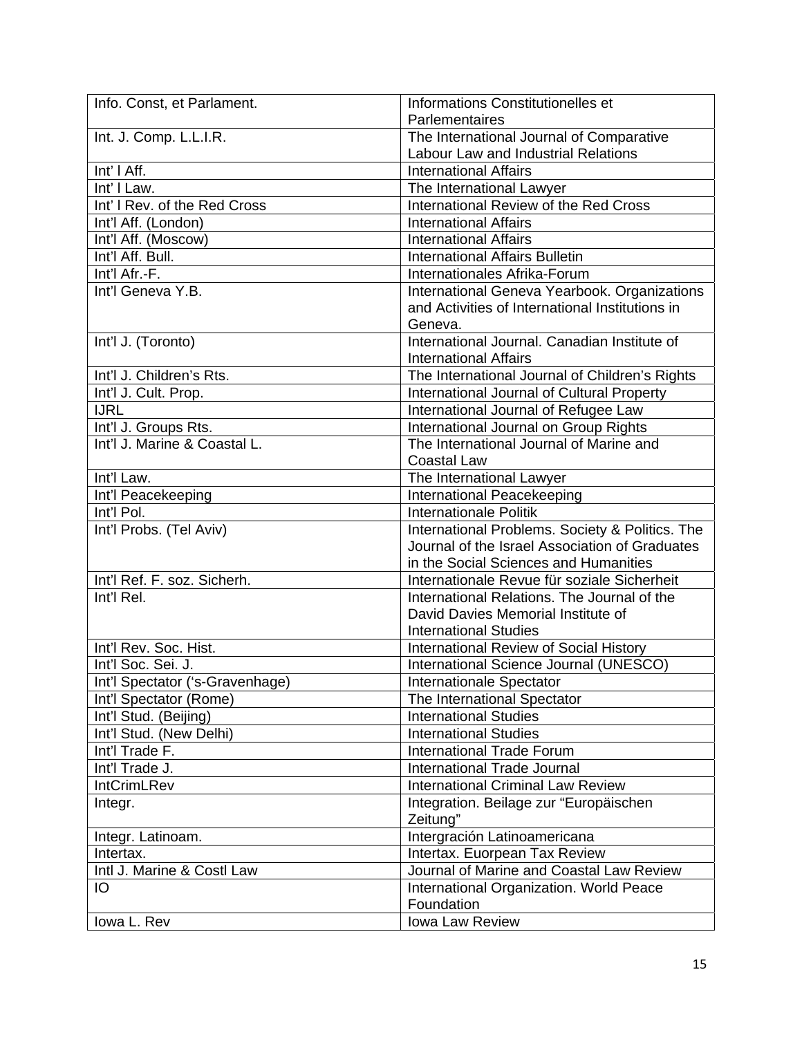| | |
|---|---|
| Info. Const, et Parlament. | Informations Constitutionelles et Parlementaires |
| Int. J. Comp. L.L.I.R. | The International Journal of Comparative Labour Law and Industrial Relations |
| Int' l Aff. | International Affairs |
| Int' l Law. | The International Lawyer |
| Int' l Rev. of the Red Cross | International Review of the Red Cross |
| Int'l Aff. (London) | International Affairs |
| Int'l Aff. (Moscow) | International Affairs |
| Int'l Aff. Bull. | International Affairs Bulletin |
| Int'l Afr.-F. | Internationales Afrika-Forum |
| Int'l Geneva Y.B. | International Geneva Yearbook. Organizations and Activities of International Institutions in Geneva. |
| Int'l J. (Toronto) | International Journal. Canadian Institute of International Affairs |
| Int'l J. Children's Rts. | The International Journal of Children's Rights |
| Int'l J. Cult. Prop. | International Journal of Cultural Property |
| IJRL | International Journal of Refugee Law |
| Int'l J. Groups Rts. | International Journal on Group Rights |
| Int'l J. Marine & Coastal L. | The International Journal of Marine and Coastal Law |
| Int'l Law. | The International Lawyer |
| Int'l Peacekeeping | International Peacekeeping |
| Int'l Pol. | Internationale Politik |
| Int'l Probs. (Tel Aviv) | International Problems. Society & Politics. The Journal of the Israel Association of Graduates in the Social Sciences and Humanities |
| Int'l Ref. F. soz. Sicherh. | Internationale Revue für soziale Sicherheit |
| Int'l Rel. | International Relations. The Journal of the David Davies Memorial Institute of International Studies |
| Int'l Rev. Soc. Hist. | International Review of Social History |
| Int'l Soc. Sei. J. | International Science Journal (UNESCO) |
| Int'l Spectator ('s-Gravenhage) | Internationale Spectator |
| Int'l Spectator (Rome) | The International Spectator |
| Int'l Stud. (Beijing) | International Studies |
| Int'l Stud. (New Delhi) | International Studies |
| Int'l Trade F. | International Trade Forum |
| Int'l Trade J. | International Trade Journal |
| IntCrimLRev | International Criminal Law Review |
| Integr. | Integration. Beilage zur "Europäischen Zeitung" |
| Integr. Latinoam. | Intergración Latinoamericana |
| Intertax. | Intertax. Euorpean Tax Review |
| Intl J. Marine & Costl Law | Journal of Marine and Coastal Law Review |
| IO | International Organization. World Peace Foundation |
| Iowa L. Rev | Iowa Law Review |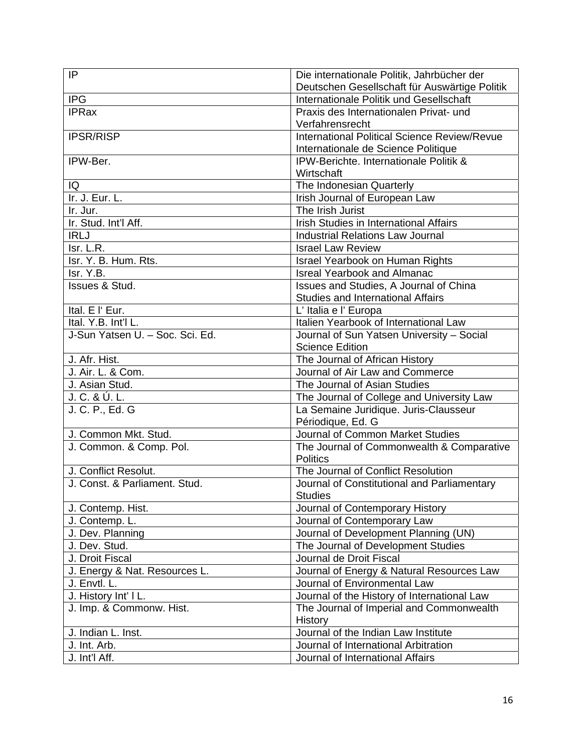| | |
|---|---|
| IP | Die internationale Politik, Jahrbücher der Deutschen Gesellschaft für Auswärtige Politik |
| IPG | Internationale Politik und Gesellschaft |
| IPRax | Praxis des Internationalen Privat- und Verfahrensrecht |
| IPSR/RISP | International Political Science Review/Revue Internationale de Science Politique |
| IPW-Ber. | IPW-Berichte. Internationale Politik & Wirtschaft |
| IQ | The Indonesian Quarterly |
| Ir. J. Eur. L. | Irish Journal of European Law |
| Ir. Jur. | The Irish Jurist |
| Ir. Stud. Int'l Aff. | Irish Studies in International Affairs |
| IRLJ | Industrial Relations Law Journal |
| Isr. L.R. | Israel Law Review |
| Isr. Y. B. Hum. Rts. | Israel Yearbook on Human Rights |
| Isr. Y.B. | Isreal Yearbook and Almanac |
| Issues & Stud. | Issues and Studies, A Journal of China Studies and International Affairs |
| Ital. E l' Eur. | L' Italia e l' Europa |
| Ital. Y.B. Int'l L. | Italien Yearbook of International Law |
| J-Sun Yatsen U. – Soc. Sci. Ed. | Journal of Sun Yatsen University – Social Science Edition |
| J. Afr. Hist. | The Journal of African History |
| J. Air. L. & Com. | Journal of Air Law and Commerce |
| J. Asian Stud. | The Journal of Asian Studies |
| J. C. & Ú. L. | The Journal of College and University Law |
| J. C. P., Ed. G | La Semaine Juridique. Juris-Clausseur Périodique, Ed. G |
| J. Common Mkt. Stud. | Journal of Common Market Studies |
| J. Common. & Comp. Pol. | The Journal of Commonwealth & Comparative Politics |
| J. Conflict Resolut. | The Journal of Conflict Resolution |
| J. Const. & Parliament. Stud. | Journal of Constitutional and Parliamentary Studies |
| J. Contemp. Hist. | Journal of Contemporary History |
| J. Contemp. L. | Journal of Contemporary Law |
| J. Dev. Planning | Journal of Development Planning (UN) |
| J. Dev. Stud. | The Journal of Development Studies |
| J. Droit Fiscal | Journal de Droit Fiscal |
| J. Energy & Nat. Resources L. | Journal of Energy & Natural Resources Law |
| J. Envtl. L. | Journal of Environmental Law |
| J. History Int' l L. | Journal of the History of International Law |
| J. Imp. & Commonw. Hist. | The Journal of Imperial and Commonwealth History |
| J. Indian L. Inst. | Journal of the Indian Law Institute |
| J. Int. Arb. | Journal of International Arbitration |
| J. Int'l Aff. | Journal of International Affairs |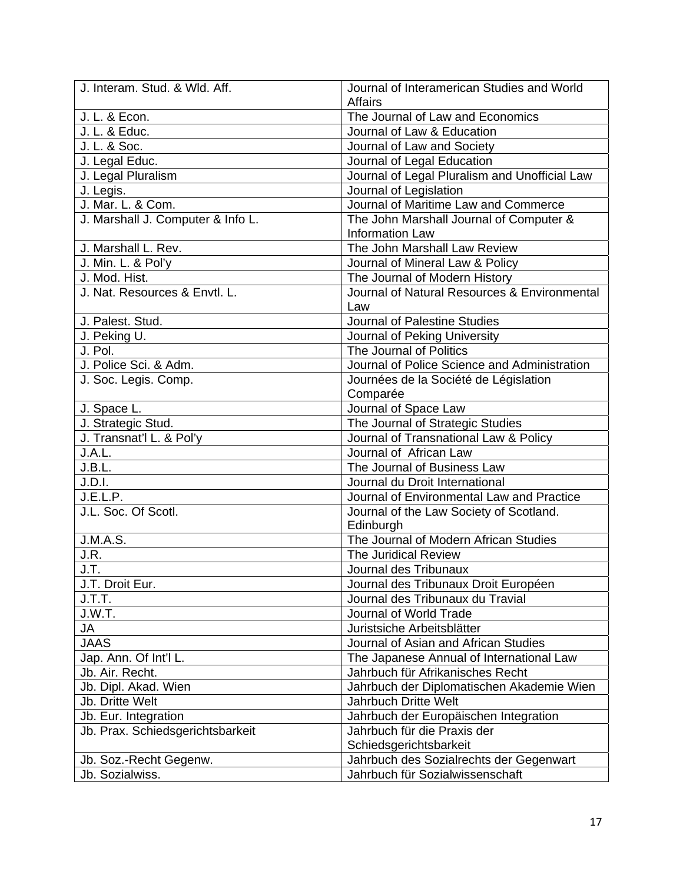| | |
|---|---|
| J. Interam. Stud. & Wld. Aff. | Journal of Interamerican Studies and World Affairs |
| J. L. & Econ. | The Journal of Law and Economics |
| J. L. & Educ. | Journal of Law & Education |
| J. L. & Soc. | Journal of Law and Society |
| J. Legal Educ. | Journal of Legal Education |
| J. Legal Pluralism | Journal of Legal Pluralism and Unofficial Law |
| J. Legis. | Journal of Legislation |
| J. Mar. L. & Com. | Journal of Maritime Law and Commerce |
| J. Marshall J. Computer & Info L. | The John Marshall Journal of Computer & Information Law |
| J. Marshall L. Rev. | The John Marshall Law Review |
| J. Min. L. & Pol'y | Journal of Mineral Law & Policy |
| J. Mod. Hist. | The Journal of Modern History |
| J. Nat. Resources & Envtl. L. | Journal of Natural Resources & Environmental Law |
| J. Palest. Stud. | Journal of Palestine Studies |
| J. Peking U. | Journal of Peking University |
| J. Pol. | The Journal of Politics |
| J. Police Sci. & Adm. | Journal of Police Science and Administration |
| J. Soc. Legis. Comp. | Journées de la Société de Législation Comparée |
| J. Space L. | Journal of Space Law |
| J. Strategic Stud. | The Journal of Strategic Studies |
| J. Transnat'l L. & Pol'y | Journal of Transnational Law & Policy |
| J.A.L. | Journal of African Law |
| J.B.L. | The Journal of Business Law |
| J.D.I. | Journal du Droit International |
| J.E.L.P. | Journal of Environmental Law and Practice |
| J.L. Soc. Of Scotl. | Journal of the Law Society of Scotland. Edinburgh |
| J.M.A.S. | The Journal of Modern African Studies |
| J.R. | The Juridical Review |
| J.T. | Journal des Tribunaux |
| J.T. Droit Eur. | Journal des Tribunaux Droit Européen |
| J.T.T. | Journal des Tribunaux du Travial |
| J.W.T. | Journal of World Trade |
| JA | Juristsiche Arbeitsblätter |
| JAAS | Journal of Asian and African Studies |
| Jap. Ann. Of Int'l L. | The Japanese Annual of International Law |
| Jb. Air. Recht. | Jahrbuch für Afrikanisches Recht |
| Jb. Dipl. Akad. Wien | Jahrbuch der Diplomatischen Akademie Wien |
| Jb. Dritte Welt | Jahrbuch Dritte Welt |
| Jb. Eur. Integration | Jahrbuch der Europäischen Integration |
| Jb. Prax. Schiedsgerichtsbarkeit | Jahrbuch für die Praxis der Schiedsgerichtsbarkeit |
| Jb. Soz.-Recht Gegenw. | Jahrbuch des Sozialrechts der Gegenwart |
| Jb. Sozialwiss. | Jahrbuch für Sozialwissenschaft |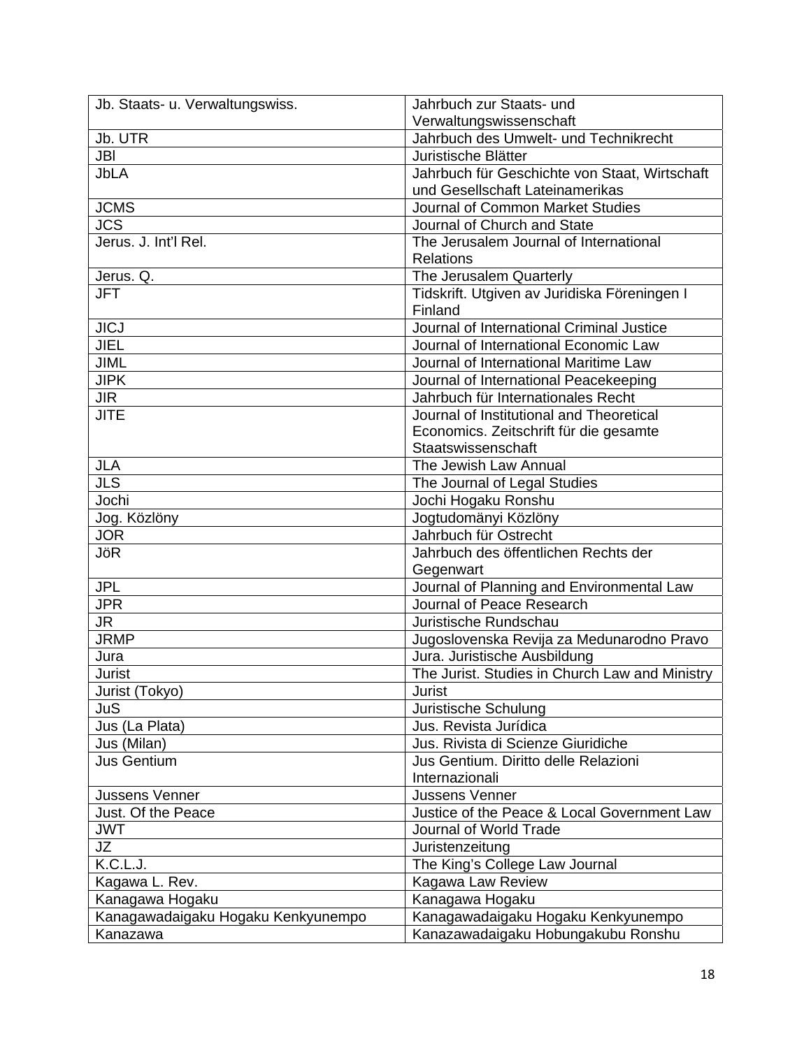| | |
|---|---|
| Jb. Staats- u. Verwaltungswiss. | Jahrbuch zur Staats- und Verwaltungswissenschaft |
| Jb. UTR | Jahrbuch des Umwelt- und Technikrecht |
| JBl | Juristische Blätter |
| JbLA | Jahrbuch für Geschichte von Staat, Wirtschaft und Gesellschaft Lateinamerikas |
| JCMS | Journal of Common Market Studies |
| JCS | Journal of Church and State |
| Jerus. J. Int'l Rel. | The Jerusalem Journal of International Relations |
| Jerus. Q. | The Jerusalem Quarterly |
| JFT | Tidskrift. Utgiven av Juridiska Föreningen I Finland |
| JICJ | Journal of International Criminal Justice |
| JIEL | Journal of International Economic Law |
| JIML | Journal of International Maritime Law |
| JIPK | Journal of International Peacekeeping |
| JIR | Jahrbuch für Internationales Recht |
| JITE | Journal of Institutional and Theoretical Economics. Zeitschrift für die gesamte Staatswissenschaft |
| JLA | The Jewish Law Annual |
| JLS | The Journal of Legal Studies |
| Jochi | Jochi Hogaku Ronshu |
| Jog. Közlöny | Jogtudomänyi Közlöny |
| JOR | Jahrbuch für Ostrecht |
| JöR | Jahrbuch des öffentlichen Rechts der Gegenwart |
| JPL | Journal of Planning and Environmental Law |
| JPR | Journal of Peace Research |
| JR | Juristische Rundschau |
| JRMP | Jugoslovenska Revija za Medunarodno Pravo |
| Jura | Jura. Juristische Ausbildung |
| Jurist | The Jurist. Studies in Church Law and Ministry |
| Jurist (Tokyo) | Jurist |
| JuS | Juristische Schulung |
| Jus (La Plata) | Jus. Revista Jurídica |
| Jus (Milan) | Jus. Rivista di Scienze Giuridiche |
| Jus Gentium | Jus Gentium. Diritto delle Relazioni Internazionali |
| Jussens Venner | Jussens Venner |
| Just. Of the Peace | Justice of the Peace & Local Government Law |
| JWT | Journal of World Trade |
| JZ | Juristenzeitung |
| K.C.L.J. | The King's College Law Journal |
| Kagawa L. Rev. | Kagawa Law Review |
| Kanagawa Hogaku | Kanagawa Hogaku |
| Kanagawadaigaku Hogaku Kenkyunempo | Kanagawadaigaku Hogaku Kenkyunempo |
| Kanazawa | Kanazawadaigaku Hobungakubu Ronshu |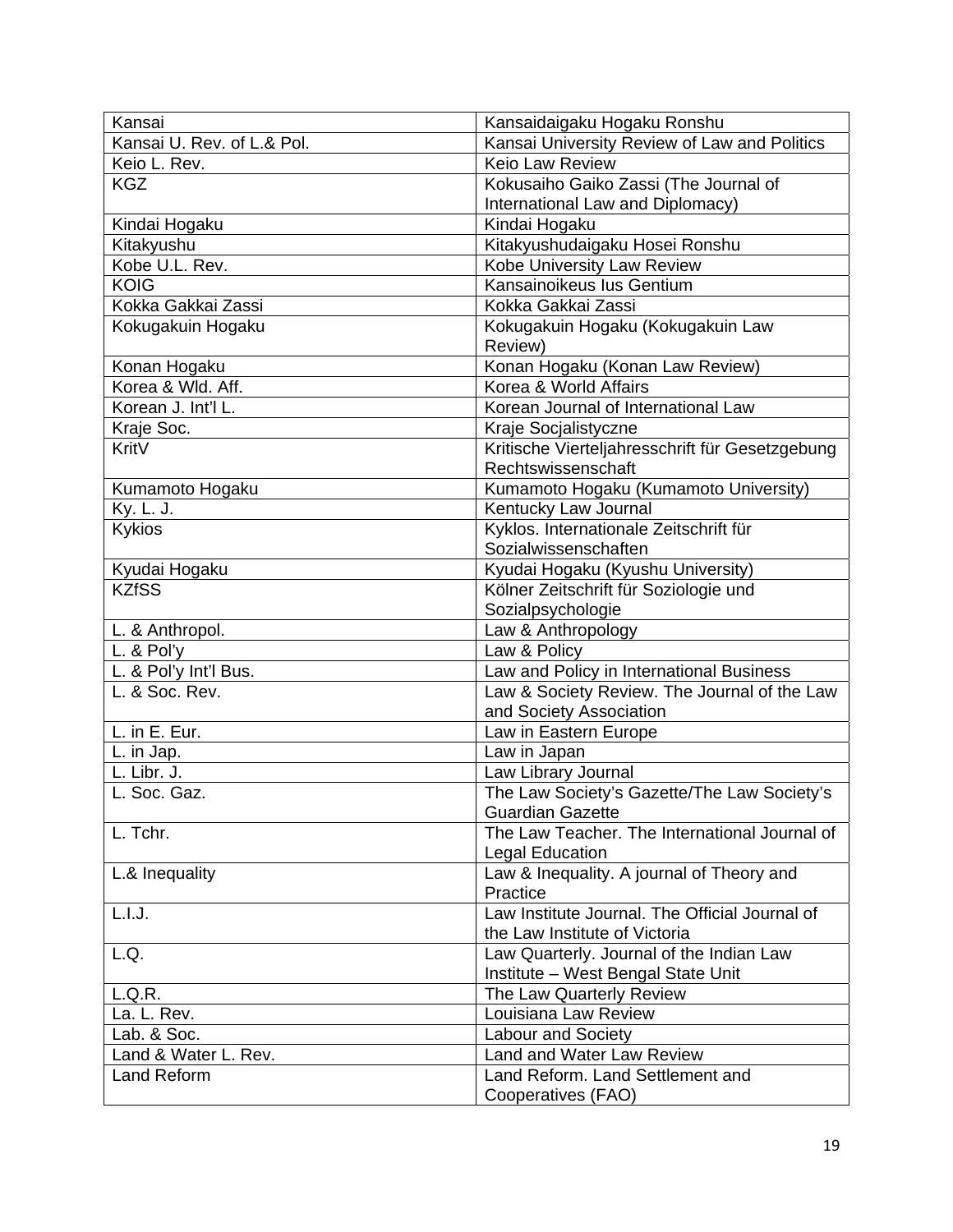| Kansai | Kansaidaigaku Hogaku Ronshu |
|---|---|
| Kansai U. Rev. of L.& Pol. | Kansai University Review of Law and Politics |
| Keio L. Rev. | Keio Law Review |
| KGZ | Kokusaiho Gaiko Zassi (The Journal of International Law and Diplomacy) |
| Kindai Hogaku | Kindai Hogaku |
| Kitakyushu | Kitakyushudaigaku Hosei Ronshu |
| Kobe U.L. Rev. | Kobe University Law Review |
| KOIG | Kansainoikeus Ius Gentium |
| Kokka Gakkai Zassi | Kokka Gakkai Zassi |
| Kokugakuin Hogaku | Kokugakuin Hogaku (Kokugakuin Law Review) |
| Konan Hogaku | Konan Hogaku (Konan Law Review) |
| Korea & Wld. Aff. | Korea & World Affairs |
| Korean J. Int’l L. | Korean Journal of International Law |
| Kraje Soc. | Kraje Socjalistyczne |
| KritV | Kritische Vierteljahresschrift für Gesetzgebung Rechtswissenschaft |
| Kumamoto Hogaku | Kumamoto Hogaku (Kumamoto University) |
| Ky. L. J. | Kentucky Law Journal |
| Kykios | Kyklos. Internationale Zeitschrift für Sozialwissenschaften |
| Kyudai Hogaku | Kyudai Hogaku (Kyushu University) |
| KZfSS | Kölner Zeitschrift für Soziologie und Sozialpsychologie |
| L. & Anthropol. | Law & Anthropology |
| L. & Pol’y | Law & Policy |
| L. & Pol’y Int’l Bus. | Law and Policy in International Business |
| L. & Soc. Rev. | Law & Society Review. The Journal of the Law and Society Association |
| L. in E. Eur. | Law in Eastern Europe |
| L. in Jap. | Law in Japan |
| L. Libr. J. | Law Library Journal |
| L. Soc. Gaz. | The Law Society’s Gazette/The Law Society’s Guardian Gazette |
| L. Tchr. | The Law Teacher. The International Journal of Legal Education |
| L.& Inequality | Law & Inequality. A journal of Theory and Practice |
| L.I.J. | Law Institute Journal. The Official Journal of the Law Institute of Victoria |
| L.Q. | Law Quarterly. Journal of the Indian Law Institute – West Bengal State Unit |
| L.Q.R. | The Law Quarterly Review |
| La. L. Rev. | Louisiana Law Review |
| Lab. & Soc. | Labour and Society |
| Land & Water L. Rev. | Land and Water Law Review |
| Land Reform | Land Reform. Land Settlement and Cooperatives (FAO) |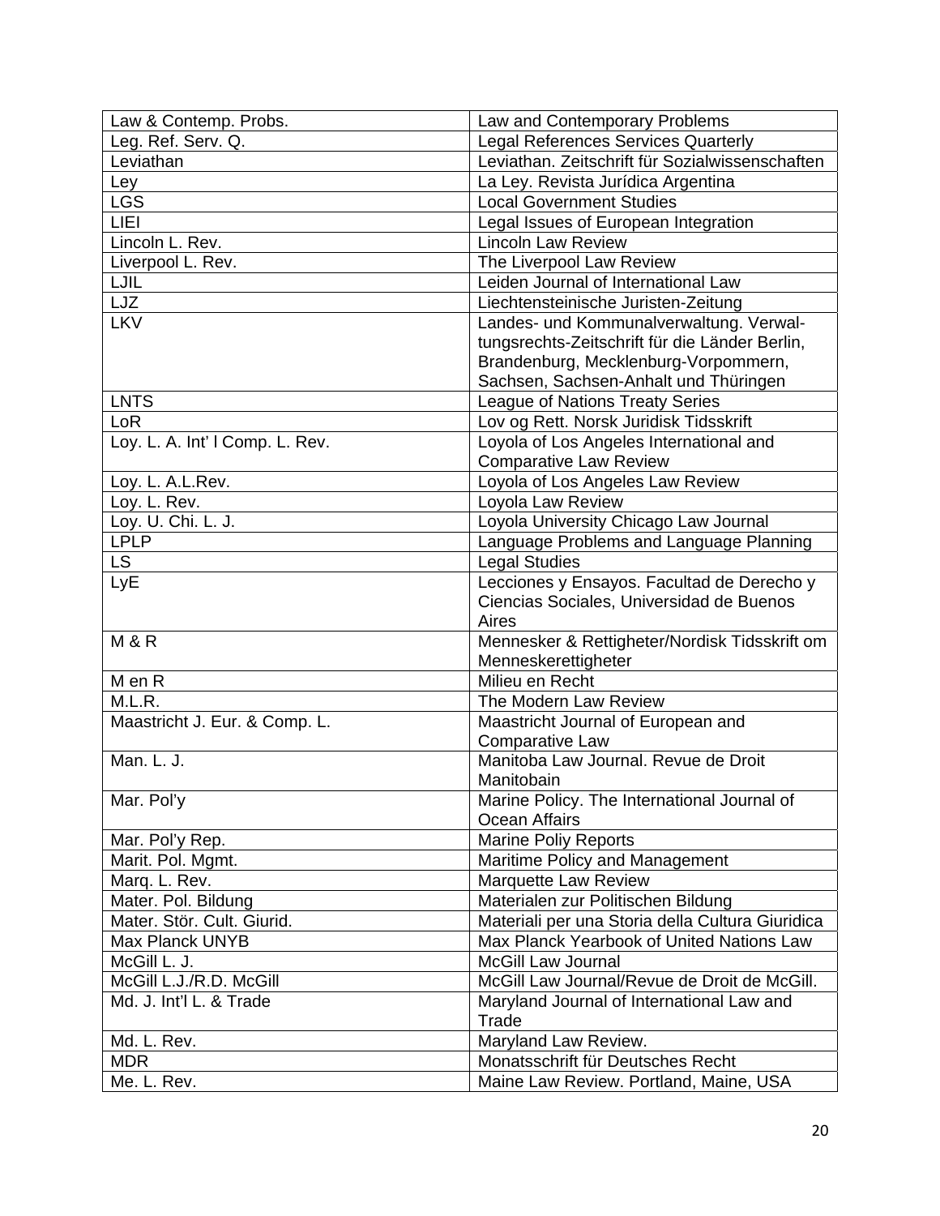| Law & Contemp. Probs. | Law and Contemporary Problems |
|---|---|
| Leg. Ref. Serv. Q. | Legal References Services Quarterly |
| Leviathan | Leviathan. Zeitschrift für Sozialwissenschaften |
| Ley | La Ley. Revista Jurídica Argentina |
| LGS | Local Government Studies |
| LIEI | Legal Issues of European Integration |
| Lincoln L. Rev. | Lincoln Law Review |
| Liverpool L. Rev. | The Liverpool Law Review |
| LJIL | Leiden Journal of International Law |
| LJZ | Liechtensteinische Juristen-Zeitung |
| LKV | Landes- und Kommunalverwaltung. Verwal-tungsrechts-Zeitschrift für die Länder Berlin, Brandenburg, Mecklenburg-Vorpommern, Sachsen, Sachsen-Anhalt und Thüringen |
| LNTS | League of Nations Treaty Series |
| LoR | Lov og Rett. Norsk Juridisk Tidsskrift |
| Loy. L. A. Int' l Comp. L. Rev. | Loyola of Los Angeles International and Comparative Law Review |
| Loy. L. A.L.Rev. | Loyola of Los Angeles Law Review |
| Loy. L. Rev. | Loyola Law Review |
| Loy. U. Chi. L. J. | Loyola University Chicago Law Journal |
| LPLP | Language Problems and Language Planning |
| LS | Legal Studies |
| LyE | Lecciones y Ensayos. Facultad de Derecho y Ciencias Sociales, Universidad de Buenos Aires |
| M & R | Mennesker & Rettigheter/Nordisk Tidsskrift om Menneskerettigheter |
| M en R | Milieu en Recht |
| M.L.R. | The Modern Law Review |
| Maastricht J. Eur. & Comp. L. | Maastricht Journal of European and Comparative Law |
| Man. L. J. | Manitoba Law Journal. Revue de Droit Manitobain |
| Mar. Pol'y | Marine Policy. The International Journal of Ocean Affairs |
| Mar. Pol'y Rep. | Marine Poliy Reports |
| Marit. Pol. Mgmt. | Maritime Policy and Management |
| Marq. L. Rev. | Marquette Law Review |
| Mater. Pol. Bildung | Materialen zur Politischen Bildung |
| Mater. Stör. Cult. Giurid. | Materiali per una Storia della Cultura Giuridica |
| Max Planck UNYB | Max Planck Yearbook of United Nations Law |
| McGill L. J. | McGill Law Journal |
| McGill L.J./R.D. McGill | McGill Law Journal/Revue de Droit de McGill. |
| Md. J. Int'l L. & Trade | Maryland Journal of International Law and Trade |
| Md. L. Rev. | Maryland Law Review. |
| MDR | Monatsschrift für Deutsches Recht |
| Me. L. Rev. | Maine Law Review. Portland, Maine, USA |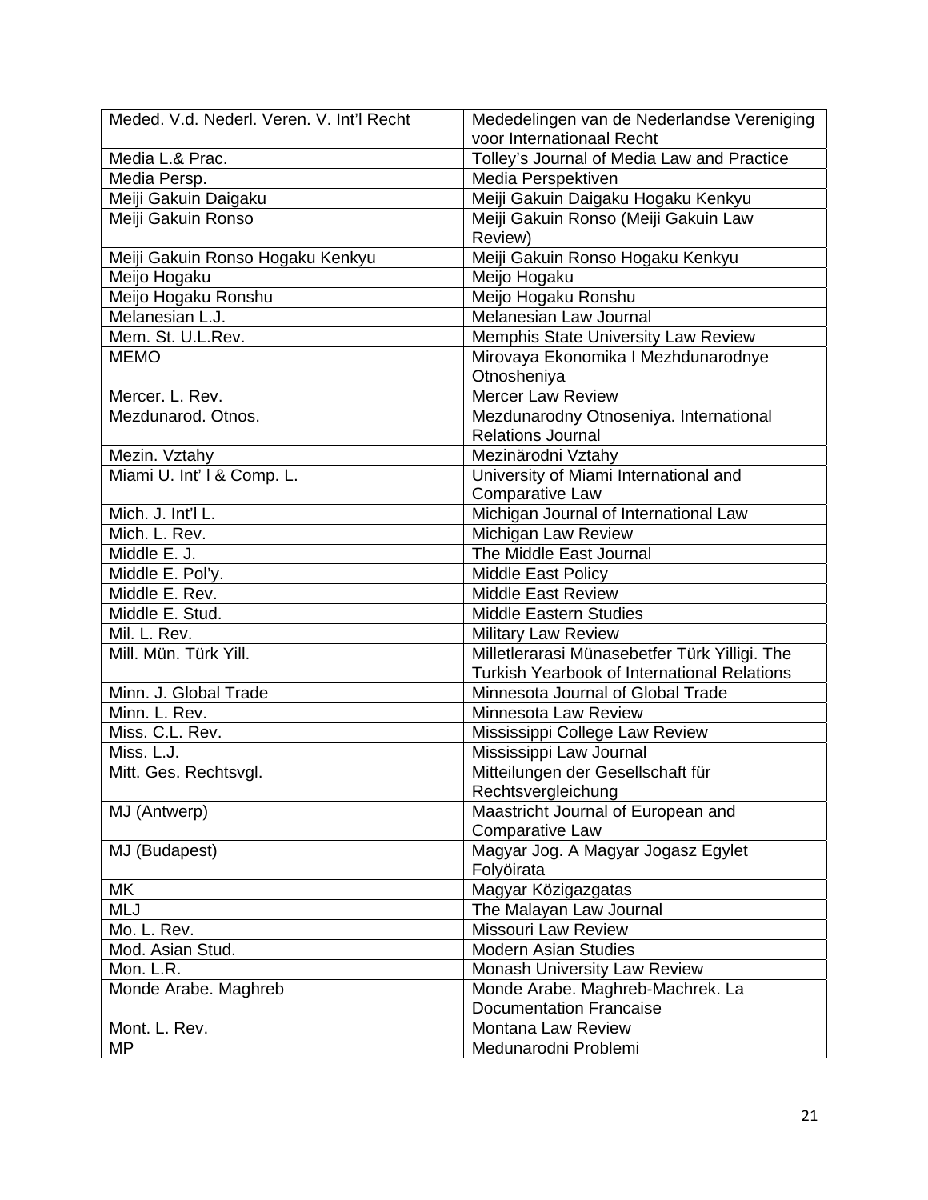| | |
|---|---|
| Meded. V.d. Nederl. Veren. V. Int'l Recht | Mededelingen van de Nederlandse Vereniging voor Internationaal Recht |
| Media L.& Prac. | Tolley's Journal of Media Law and Practice |
| Media Persp. | Media Perspektiven |
| Meiji Gakuin Daigaku | Meiji Gakuin Daigaku Hogaku Kenkyu |
| Meiji Gakuin Ronso | Meiji Gakuin Ronso (Meiji Gakuin Law Review) |
| Meiji Gakuin Ronso Hogaku Kenkyu | Meiji Gakuin Ronso Hogaku Kenkyu |
| Meijo Hogaku | Meijo Hogaku |
| Meijo Hogaku Ronshu | Meijo Hogaku Ronshu |
| Melanesian L.J. | Melanesian Law Journal |
| Mem. St. U.L.Rev. | Memphis State University Law Review |
| MEMO | Mirovaya Ekonomika I Mezhdunarodnye Otnosheniya |
| Mercer. L. Rev. | Mercer Law Review |
| Mezdunarod. Otnos. | Mezdunarodny Otnoseniya. International Relations Journal |
| Mezin. Vztahy | Mezinärodni Vztahy |
| Miami U. Int' l & Comp. L. | University of Miami International and Comparative Law |
| Mich. J. Int'l L. | Michigan Journal of International Law |
| Mich. L. Rev. | Michigan Law Review |
| Middle E. J. | The Middle East Journal |
| Middle E. Pol'y. | Middle East Policy |
| Middle E. Rev. | Middle East Review |
| Middle E. Stud. | Middle Eastern Studies |
| Mil. L. Rev. | Military Law Review |
| Mill. Mün. Türk Yill. | Milletlerarasi Münasebetfer Türk Yilligi. The Turkish Yearbook of International Relations |
| Minn. J. Global Trade | Minnesota Journal of Global Trade |
| Minn. L. Rev. | Minnesota Law Review |
| Miss. C.L. Rev. | Mississippi College Law Review |
| Miss. L.J. | Mississippi Law Journal |
| Mitt. Ges. Rechtsvgl. | Mitteilungen der Gesellschaft für Rechtsvergleichung |
| MJ (Antwerp) | Maastricht Journal of European and Comparative Law |
| MJ (Budapest) | Magyar Jog. A Magyar Jogasz Egylet Folyöirata |
| MK | Magyar Közigazgatas |
| MLJ | The Malayan Law Journal |
| Mo. L. Rev. | Missouri Law Review |
| Mod. Asian Stud. | Modern Asian Studies |
| Mon. L.R. | Monash University Law Review |
| Monde Arabe. Maghreb | Monde Arabe. Maghreb-Machrek. La Documentation Francaise |
| Mont. L. Rev. | Montana Law Review |
| MP | Medunarodni Problemi |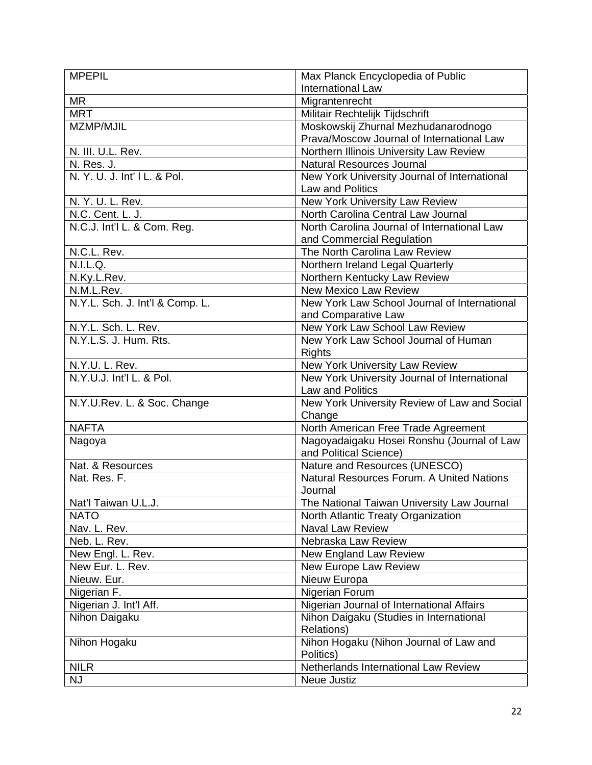| | |
|---|---|
| MPEPIL | Max Planck Encyclopedia of Public International Law |
| MR | Migrantenrecht |
| MRT | Militair Rechtelijk Tijdschrift |
| MZMP/MJIL | Moskowskij Zhurnal Mezhudanarodnogo Prava/Moscow Journal of International Law |
| N. Ill. U.L. Rev. | Northern Illinois University Law Review |
| N. Res. J. | Natural Resources Journal |
| N. Y. U. J. Int' l L. & Pol. | New York University Journal of International Law and Politics |
| N. Y. U. L. Rev. | New York University Law Review |
| N.C. Cent. L. J. | North Carolina Central Law Journal |
| N.C.J. Int'l L. & Com. Reg. | North Carolina Journal of International Law and Commercial Regulation |
| N.C.L. Rev. | The North Carolina Law Review |
| N.I.L.Q. | Northern Ireland Legal Quarterly |
| N.Ky.L.Rev. | Northern Kentucky Law Review |
| N.M.L.Rev. | New Mexico Law Review |
| N.Y.L. Sch. J. Int'l & Comp. L. | New York Law School Journal of International and Comparative Law |
| N.Y.L. Sch. L. Rev. | New York Law School Law Review |
| N.Y.L.S. J. Hum. Rts. | New York Law School Journal of Human Rights |
| N.Y.U. L. Rev. | New York University Law Review |
| N.Y.U.J. Int'l L. & Pol. | New York University Journal of International Law and Politics |
| N.Y.U.Rev. L. & Soc. Change | New York University Review of Law and Social Change |
| NAFTA | North American Free Trade Agreement |
| Nagoya | Nagoyadaigaku Hosei Ronshu (Journal of Law and Political Science) |
| Nat. & Resources | Nature and Resources (UNESCO) |
| Nat. Res. F. | Natural Resources Forum. A United Nations Journal |
| Nat'l Taiwan U.L.J. | The National Taiwan University Law Journal |
| NATO | North Atlantic Treaty Organization |
| Nav. L. Rev. | Naval Law Review |
| Neb. L. Rev. | Nebraska Law Review |
| New Engl. L. Rev. | New England Law Review |
| New Eur. L. Rev. | New Europe Law Review |
| Nieuw. Eur. | Nieuw Europa |
| Nigerian F. | Nigerian Forum |
| Nigerian J. Int'l Aff. | Nigerian Journal of International Affairs |
| Nihon Daigaku | Nihon Daigaku (Studies in International Relations) |
| Nihon Hogaku | Nihon Hogaku (Nihon Journal of Law and Politics) |
| NILR | Netherlands International Law Review |
| NJ | Neue Justiz |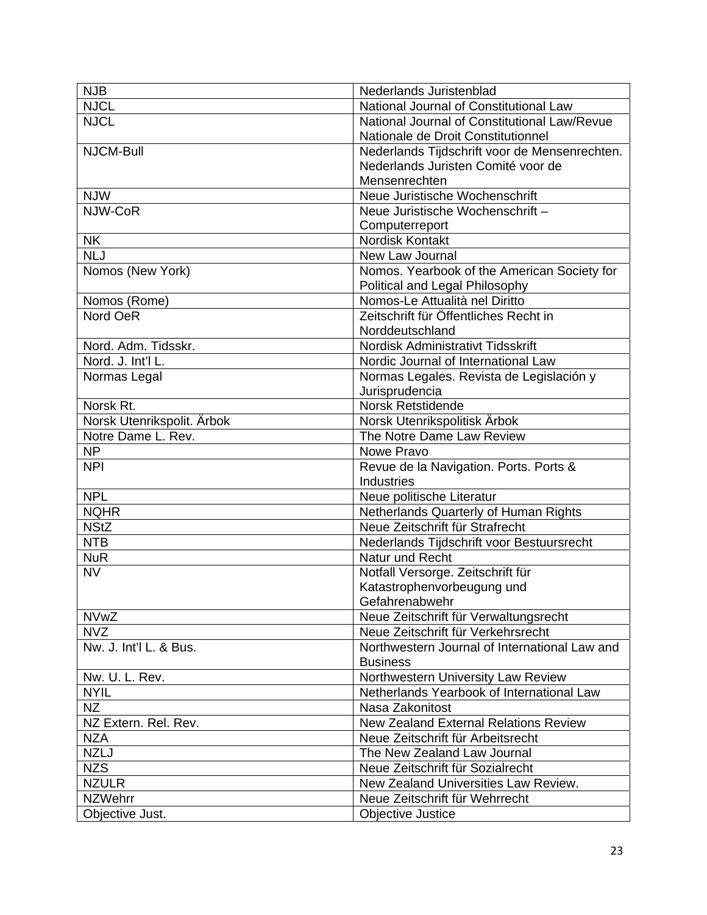| | |
|---|---|
| NJB | Nederlands Juristenblad |
| NJCL | National Journal of Constitutional Law |
| NJCL | National Journal of Constitutional Law/Revue Nationale de Droit Constitutionnel |
| NJCM-Bull | Nederlands Tijdschrift voor de Mensenrechten. Nederlands Juristen Comité voor de Mensenrechten |
| NJW | Neue Juristische Wochenschrift |
| NJW-CoR | Neue Juristische Wochenschrift – Computerreport |
| NK | Nordisk Kontakt |
| NLJ | New Law Journal |
| Nomos (New York) | Nomos. Yearbook of the American Society for Political and Legal Philosophy |
| Nomos (Rome) | Nomos-Le Attualità nel Diritto |
| Nord OeR | Zeitschrift für Öffentliches Recht in Norddeutschland |
| Nord. Adm. Tidsskr. | Nordisk Administrativt Tidsskrift |
| Nord. J. Int’l L. | Nordic Journal of International Law |
| Normas Legal | Normas Legales. Revista de Legislación y Jurisprudencia |
| Norsk Rt. | Norsk Retstidende |
| Norsk Utenrikspolit. Ärbok | Norsk Utenrikspolitisk Ärbok |
| Notre Dame L. Rev. | The Notre Dame Law Review |
| NP | Nowe Pravo |
| NPI | Revue de la Navigation. Ports. Ports & Industries |
| NPL | Neue politische Literatur |
| NQHR | Netherlands Quarterly of Human Rights |
| NStZ | Neue Zeitschrift für Strafrecht |
| NTB | Nederlands Tijdschrift voor Bestuursrecht |
| NuR | Natur und Recht |
| NV | Notfall Versorge. Zeitschrift für Katastrophenvorbeugung und Gefahrenabwehr |
| NVwZ | Neue Zeitschrift für Verwaltungsrecht |
| NVZ | Neue Zeitschrift für Verkehrsrecht |
| Nw. J. Int’l L. & Bus. | Northwestern Journal of International Law and Business |
| Nw. U. L. Rev. | Northwestern University Law Review |
| NYIL | Netherlands Yearbook of International Law |
| NZ | Nasa Zakonitost |
| NZ Extern. Rel. Rev. | New Zealand External Relations Review |
| NZA | Neue Zeitschrift für Arbeitsrecht |
| NZLJ | The New Zealand Law Journal |
| NZS | Neue Zeitschrift für Sozialrecht |
| NZULR | New Zealand Universities Law Review. |
| NZWehrr | Neue Zeitschrift für Wehrrecht |
| Objective Just. | Objective Justice |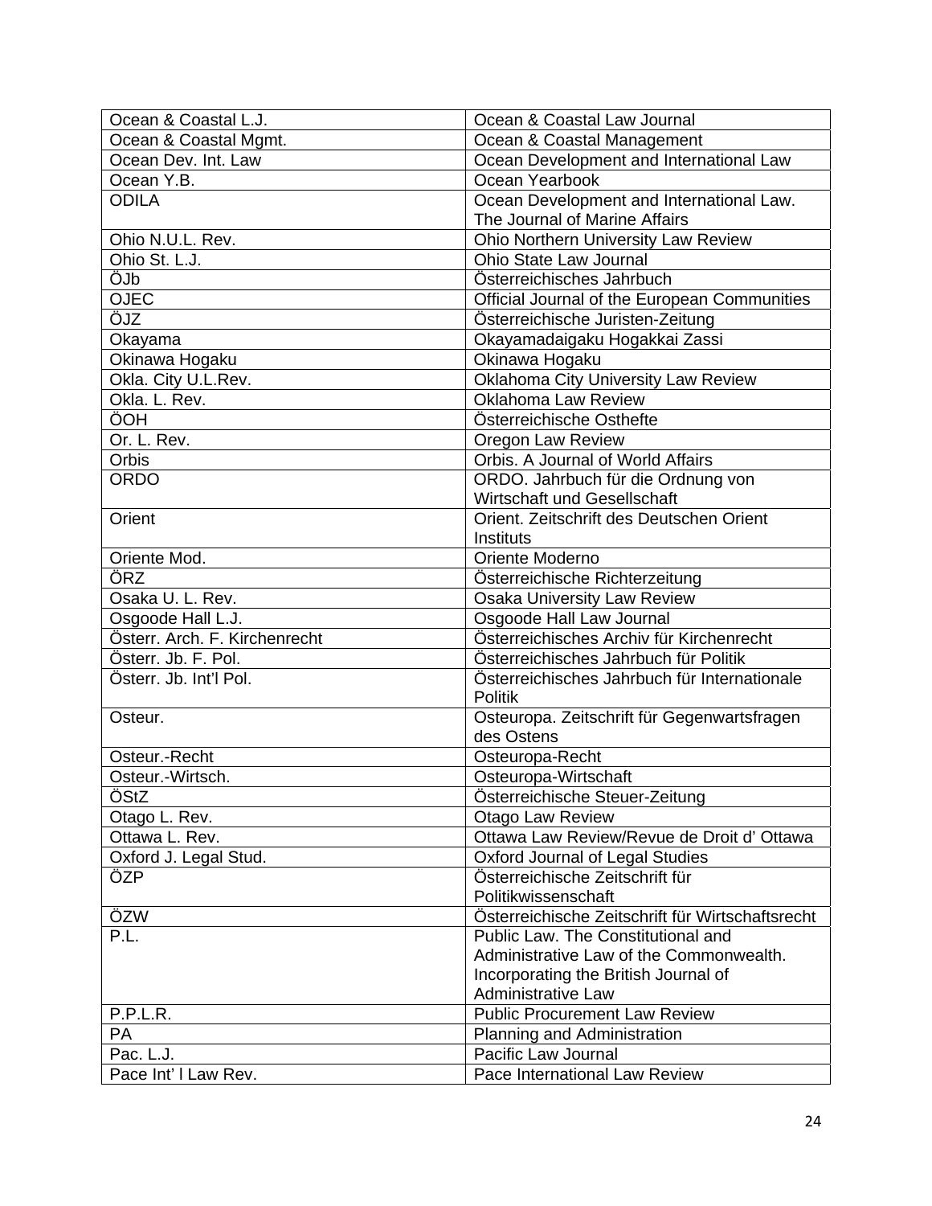| | |
|---|---|
| Ocean & Coastal L.J. | Ocean & Coastal Law Journal |
| Ocean & Coastal Mgmt. | Ocean & Coastal Management |
| Ocean Dev. Int. Law | Ocean Development and International Law |
| Ocean Y.B. | Ocean Yearbook |
| ODILA | Ocean Development and International Law. The Journal of Marine Affairs |
| Ohio N.U.L. Rev. | Ohio Northern University Law Review |
| Ohio St. L.J. | Ohio State Law Journal |
| ÖJb | Österreichisches Jahrbuch |
| OJEC | Official Journal of the European Communities |
| ÖJZ | Österreichische Juristen-Zeitung |
| Okayama | Okayamadaigaku Hogakkai Zassi |
| Okinawa Hogaku | Okinawa Hogaku |
| Okla. City U.L.Rev. | Oklahoma City University Law Review |
| Okla. L. Rev. | Oklahoma Law Review |
| ÖOH | Österreichische Osthefte |
| Or. L. Rev. | Oregon Law Review |
| Orbis | Orbis. A Journal of World Affairs |
| ORDO | ORDO. Jahrbuch für die Ordnung von Wirtschaft und Gesellschaft |
| Orient | Orient. Zeitschrift des Deutschen Orient Instituts |
| Oriente Mod. | Oriente Moderno |
| ÖRZ | Österreichische Richterzeitung |
| Osaka U. L. Rev. | Osaka University Law Review |
| Osgoode Hall L.J. | Osgoode Hall Law Journal |
| Österr. Arch. F. Kirchenrecht | Österreichisches Archiv für Kirchenrecht |
| Österr. Jb. F. Pol. | Österreichisches Jahrbuch für Politik |
| Österr. Jb. Int'l Pol. | Österreichisches Jahrbuch für Internationale Politik |
| Osteur. | Osteuropa. Zeitschrift für Gegenwartsfragen des Ostens |
| Osteur.-Recht | Osteuropa-Recht |
| Osteur.-Wirtsch. | Osteuropa-Wirtschaft |
| ÖStZ | Österreichische Steuer-Zeitung |
| Otago L. Rev. | Otago Law Review |
| Ottawa L. Rev. | Ottawa Law Review/Revue de Droit d' Ottawa |
| Oxford J. Legal Stud. | Oxford Journal of Legal Studies |
| ÖZP | Österreichische Zeitschrift für Politikwissenschaft |
| ÖZW | Österreichische Zeitschrift für Wirtschaftsrecht |
| P.L. | Public Law. The Constitutional and Administrative Law of the Commonwealth. Incorporating the British Journal of Administrative Law |
| P.P.L.R. | Public Procurement Law Review |
| PA | Planning and Administration |
| Pac. L.J. | Pacific Law Journal |
| Pace Int' l Law Rev. | Pace International Law Review |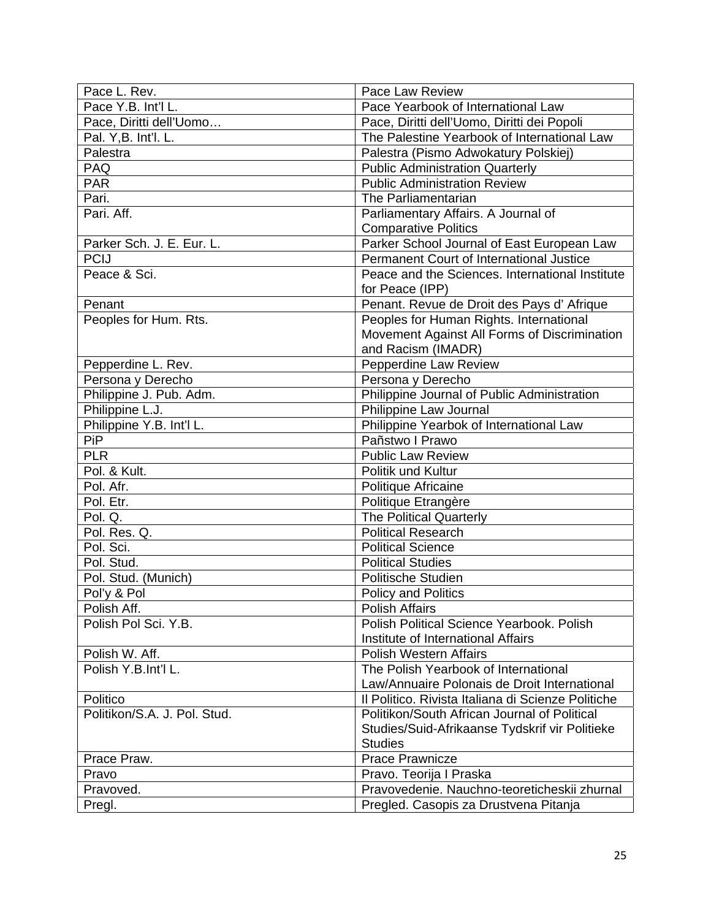| | |
|---|---|
| Pace L. Rev. | Pace Law Review |
| Pace Y.B. Int'l L. | Pace Yearbook of International Law |
| Pace, Diritti dell'Uomo… | Pace, Diritti dell'Uomo, Diritti dei Popoli |
| Pal. Y,B. Int'l. L. | The Palestine Yearbook of International Law |
| Palestra | Palestra (Pismo Adwokatury Polskiej) |
| PAQ | Public Administration Quarterly |
| PAR | Public Administration Review |
| Pari. | The Parliamentarian |
| Pari. Aff. | Parliamentary Affairs. A Journal of Comparative Politics |
| Parker Sch. J. E. Eur. L. | Parker School Journal of East European Law |
| PCIJ | Permanent Court of International Justice |
| Peace & Sci. | Peace and the Sciences. International Institute for Peace (IPP) |
| Penant | Penant. Revue de Droit des Pays d' Afrique |
| Peoples for Hum. Rts. | Peoples for Human Rights. International Movement Against All Forms of Discrimination and Racism (IMADR) |
| Pepperdine L. Rev. | Pepperdine Law Review |
| Persona y Derecho | Persona y Derecho |
| Philippine J. Pub. Adm. | Philippine Journal of Public Administration |
| Philippine L.J. | Philippine Law Journal |
| Philippine Y.B. Int'l L. | Philippine Yearbok of International Law |
| PiP | Pañstwo I Prawo |
| PLR | Public Law Review |
| Pol. & Kult. | Politik und Kultur |
| Pol. Afr. | Politique Africaine |
| Pol. Etr. | Politique Etrangère |
| Pol. Q. | The Political Quarterly |
| Pol. Res. Q. | Political Research |
| Pol. Sci. | Political Science |
| Pol. Stud. | Political Studies |
| Pol. Stud. (Munich) | Politische Studien |
| Pol'y & Pol | Policy and Politics |
| Polish Aff. | Polish Affairs |
| Polish Pol Sci. Y.B. | Polish Political Science Yearbook. Polish Institute of International Affairs |
| Polish W. Aff. | Polish Western Affairs |
| Polish Y.B.Int'l L. | The Polish Yearbook of International Law/Annuaire Polonais de Droit International |
| Politico | Il Politico. Rivista Italiana di Scienze Politiche |
| Politikon/S.A. J. Pol. Stud. | Politikon/South African Journal of Political Studies/Suid-Afrikaanse Tydskrif vir Politieke Studies |
| Prace Praw. | Prace Prawnicze |
| Pravo | Pravo. Teorija I Praska |
| Pravoved. | Pravovedenie. Nauchno-teoreticheskii zhurnal |
| Pregl. | Pregled. Casopis za Drustvena Pitanja |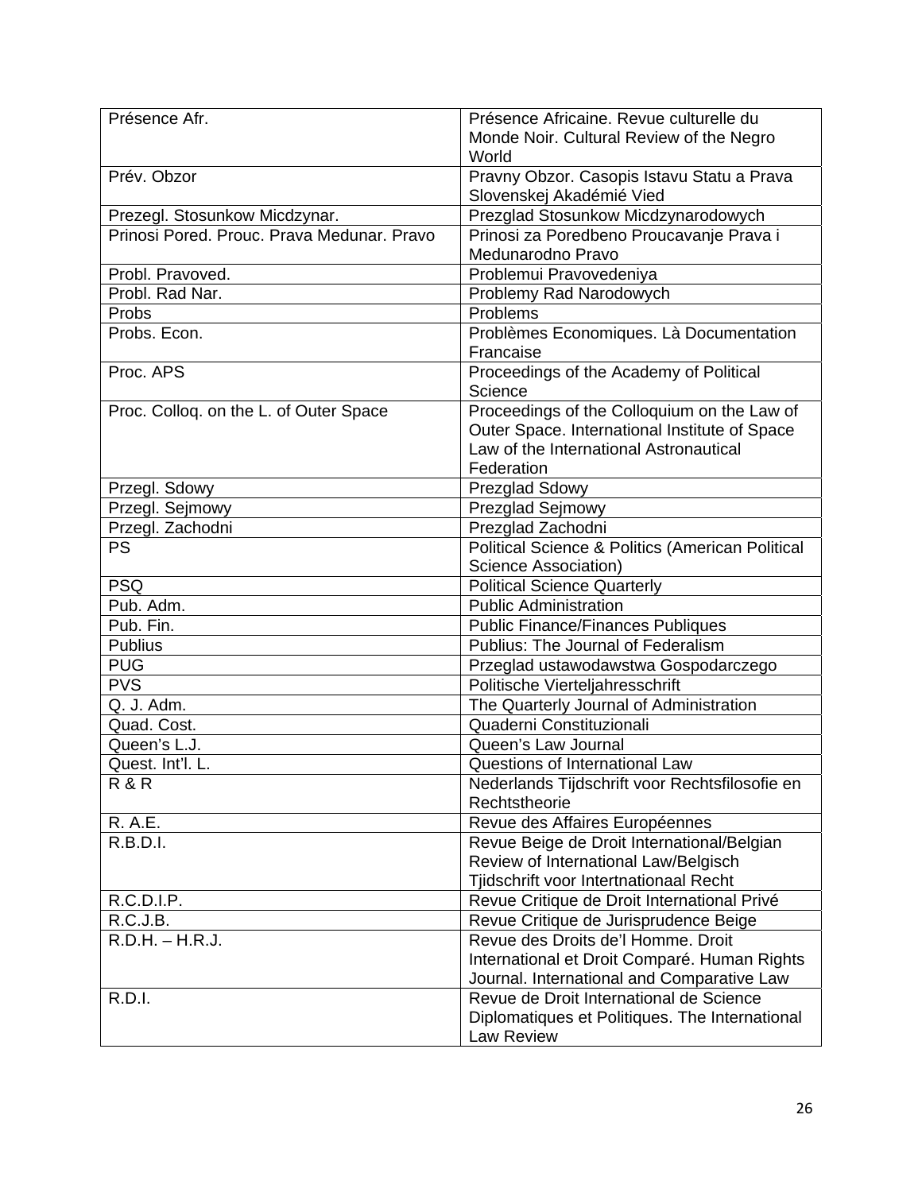| | |
|---|---|
| Présence Afr. | Présence Africaine. Revue culturelle du Monde Noir. Cultural Review of the Negro World |
| Prév. Obzor | Pravny Obzor. Casopis Istavu Statu a Prava Slovenskej Akadémié Vied |
| Prezegl. Stosunkow Micdzynar. | Prezglad Stosunkow Micdzynarodowych |
| Prinosi Pored. Prouc. Prava Medunar. Pravo | Prinosi za Poredbeno Proucavanje Prava i Medunarodno Pravo |
| Probl. Pravoved. | Problemui Pravovedeniya |
| Probl. Rad Nar. | Problemy Rad Narodowych |
| Probs | Problems |
| Probs. Econ. | Problèmes Economiques. Là Documentation Francaise |
| Proc. APS | Proceedings of the Academy of Political Science |
| Proc. Colloq. on the L. of Outer Space | Proceedings of the Colloquium on the Law of Outer Space. International Institute of Space Law of the International Astronautical Federation |
| Przegl. Sdowy | Prezglad Sdowy |
| Przegl. Sejmowy | Prezglad Sejmowy |
| Przegl. Zachodni | Prezglad Zachodni |
| PS | Political Science & Politics (American Political Science Association) |
| PSQ | Political Science Quarterly |
| Pub. Adm. | Public Administration |
| Pub. Fin. | Public Finance/Finances Publiques |
| Publius | Publius: The Journal of Federalism |
| PUG | Przeglad ustawodawstwa Gospodarczego |
| PVS | Politische Vierteljahresschrift |
| Q. J. Adm. | The Quarterly Journal of Administration |
| Quad. Cost. | Quaderni Constituzionali |
| Queen's L.J. | Queen's Law Journal |
| Quest. Int'l. L. | Questions of International Law |
| R & R | Nederlands Tijdschrift voor Rechtsfilosofie en Rechtstheorie |
| R. A.E. | Revue des Affaires Européennes |
| R.B.D.I. | Revue Beige de Droit International/Belgian Review of International Law/Belgisch Tjidschrift voor Intertnationaal Recht |
| R.C.D.I.P. | Revue Critique de Droit International Privé |
| R.C.J.B. | Revue Critique de Jurisprudence Beige |
| R.D.H. – H.R.J. | Revue des Droits de'l Homme. Droit International et Droit Comparé. Human Rights Journal. International and Comparative Law |
| R.D.I. | Revue de Droit International de Science Diplomatiques et Politiques. The International Law Review |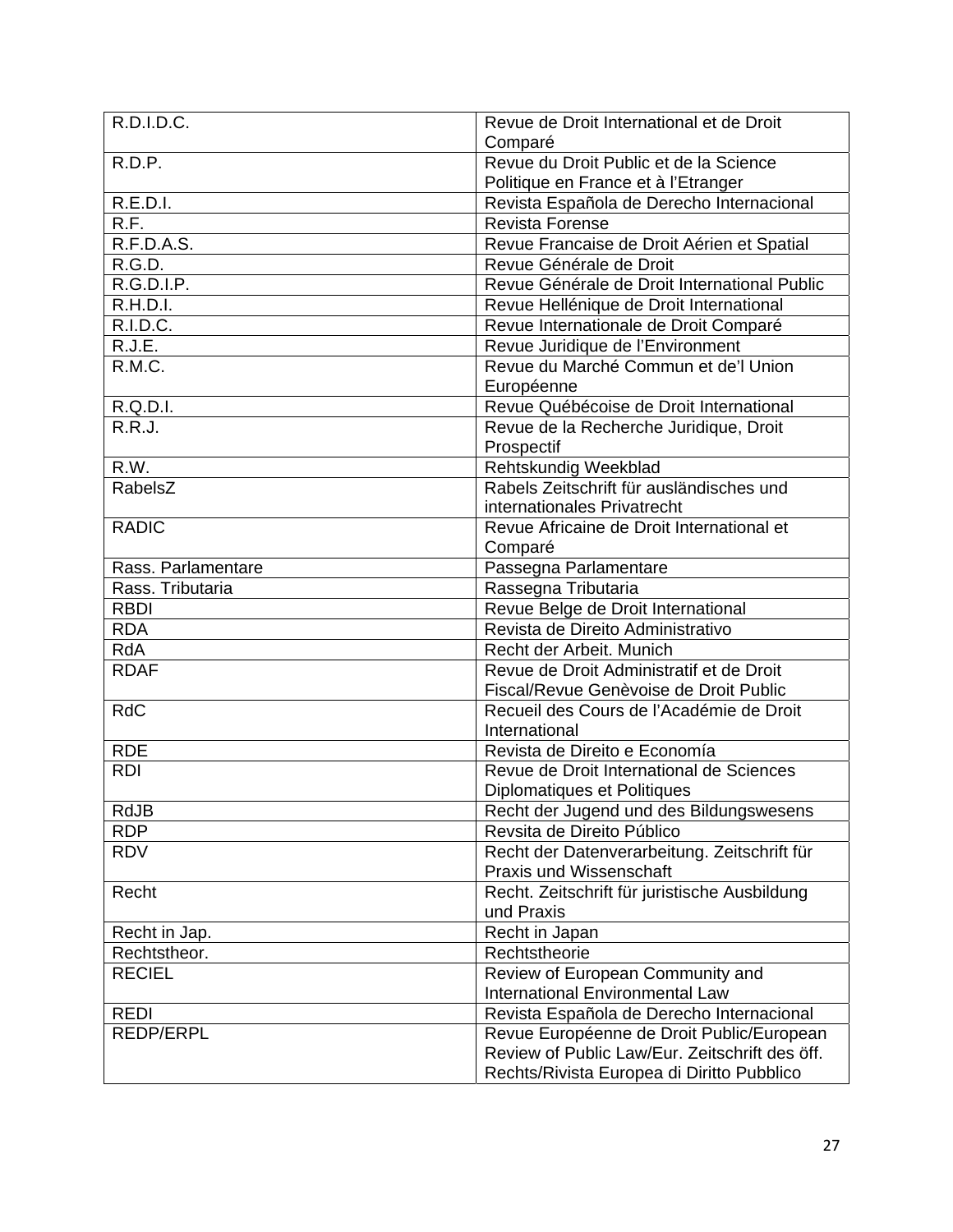| | |
|---|---|
| R.D.I.D.C. | Revue de Droit International et de Droit Comparé |
| R.D.P. | Revue du Droit Public et de la Science Politique en France et à l'Etranger |
| R.E.D.I. | Revista Española de Derecho Internacional |
| R.F. | Revista Forense |
| R.F.D.A.S. | Revue Francaise de Droit Aérien et Spatial |
| R.G.D. | Revue Générale de Droit |
| R.G.D.I.P. | Revue Générale de Droit International Public |
| R.H.D.I. | Revue Hellénique de Droit International |
| R.I.D.C. | Revue Internationale de Droit Comparé |
| R.J.E. | Revue Juridique de l'Environment |
| R.M.C. | Revue du Marché Commun et de'l Union Européenne |
| R.Q.D.I. | Revue Québécoise de Droit International |
| R.R.J. | Revue de la Recherche Juridique, Droit Prospectif |
| R.W. | Rehtskundig Weekblad |
| RabelsZ | Rabels Zeitschrift für ausländisches und internationales Privatrecht |
| RADIC | Revue Africaine de Droit International et Comparé |
| Rass. Parlamentare | Passegna Parlamentare |
| Rass. Tributaria | Rassegna Tributaria |
| RBDI | Revue Belge de Droit International |
| RDA | Revista de Direito Administrativo |
| RdA | Recht der Arbeit. Munich |
| RDAF | Revue de Droit Administratif et de Droit Fiscal/Revue Genèvoise de Droit Public |
| RdC | Recueil des Cours de l'Académie de Droit International |
| RDE | Revista de Direito e Economía |
| RDI | Revue de Droit International de Sciences Diplomatiques et Politiques |
| RdJB | Recht der Jugend und des Bildungswesens |
| RDP | Revsita de Direito Público |
| RDV | Recht der Datenverarbeitung. Zeitschrift für Praxis und Wissenschaft |
| Recht | Recht. Zeitschrift für juristische Ausbildung und Praxis |
| Recht in Jap. | Recht in Japan |
| Rechtstheor. | Rechtstheorie |
| RECIEL | Review of European Community and International Environmental Law |
| REDI | Revista Española de Derecho Internacional |
| REDP/ERPL | Revue Européenne de Droit Public/European Review of Public Law/Eur. Zeitschrift des öff. Rechts/Rivista Europea di Diritto Pubblico |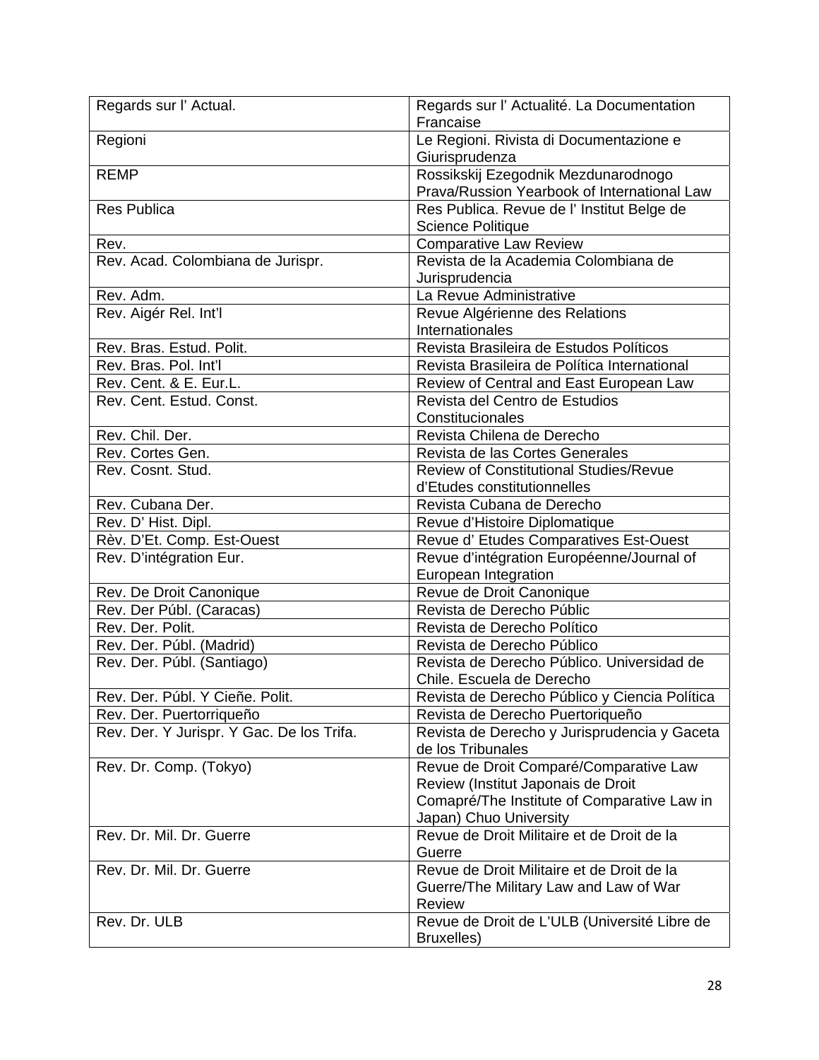| | |
|---|---|
| Regards sur l' Actual. | Regards sur l' Actualité. La Documentation Francaise |
| Regioni | Le Regioni. Rivista di Documentazione e Giurisprudenza |
| REMP | Rossikskij Ezegodnik Mezdunarodnogo Prava/Russion Yearbook of International Law |
| Res Publica | Res Publica. Revue de l' Institut Belge de Science Politique |
| Rev. | Comparative Law Review |
| Rev. Acad. Colombiana de Jurispr. | Revista de la Academia Colombiana de Jurisprudencia |
| Rev. Adm. | La Revue Administrative |
| Rev. Aigér Rel. Int'l | Revue Algérienne des Relations Internationales |
| Rev. Bras. Estud. Polit. | Revista Brasileira de Estudos Políticos |
| Rev. Bras. Pol. Int'l | Revista Brasileira de Política International |
| Rev. Cent. & E. Eur.L. | Review of Central and East European Law |
| Rev. Cent. Estud. Const. | Revista del Centro de Estudios Constitucionales |
| Rev. Chil. Der. | Revista Chilena de Derecho |
| Rev. Cortes Gen. | Revista de las Cortes Generales |
| Rev. Cosnt. Stud. | Review of Constitutional Studies/Revue d'Etudes constitutionnelles |
| Rev. Cubana Der. | Revista Cubana de Derecho |
| Rev. D' Hist. Dipl. | Revue d'Histoire Diplomatique |
| Rèv. D'Et. Comp. Est-Ouest | Revue d' Etudes Comparatives Est-Ouest |
| Rev. D'intégration Eur. | Revue d'intégration Européenne/Journal of European Integration |
| Rev. De Droit Canonique | Revue de Droit Canonique |
| Rev. Der Públ. (Caracas) | Revista de Derecho Públic |
| Rev. Der. Polit. | Revista de Derecho Político |
| Rev. Der. Públ. (Madrid) | Revista de Derecho Público |
| Rev. Der. Públ. (Santiago) | Revista de Derecho Público. Universidad de Chile. Escuela de Derecho |
| Rev. Der. Públ. Y Cieñe. Polit. | Revista de Derecho Público y Ciencia Política |
| Rev. Der. Puertorriqueño | Revista de Derecho Puertoriqueño |
| Rev. Der. Y Jurispr. Y Gac. De los Trifa. | Revista de Derecho y Jurisprudencia y Gaceta de los Tribunales |
| Rev. Dr. Comp. (Tokyo) | Revue de Droit Comparé/Comparative Law Review (Institut Japonais de Droit Comapré/The Institute of Comparative Law in Japan) Chuo University |
| Rev. Dr. Mil. Dr. Guerre | Revue de Droit Militaire et de Droit de la Guerre |
| Rev. Dr. Mil. Dr. Guerre | Revue de Droit Militaire et de Droit de la Guerre/The Military Law and Law of War Review |
| Rev. Dr. ULB | Revue de Droit de L'ULB (Université Libre de Bruxelles) |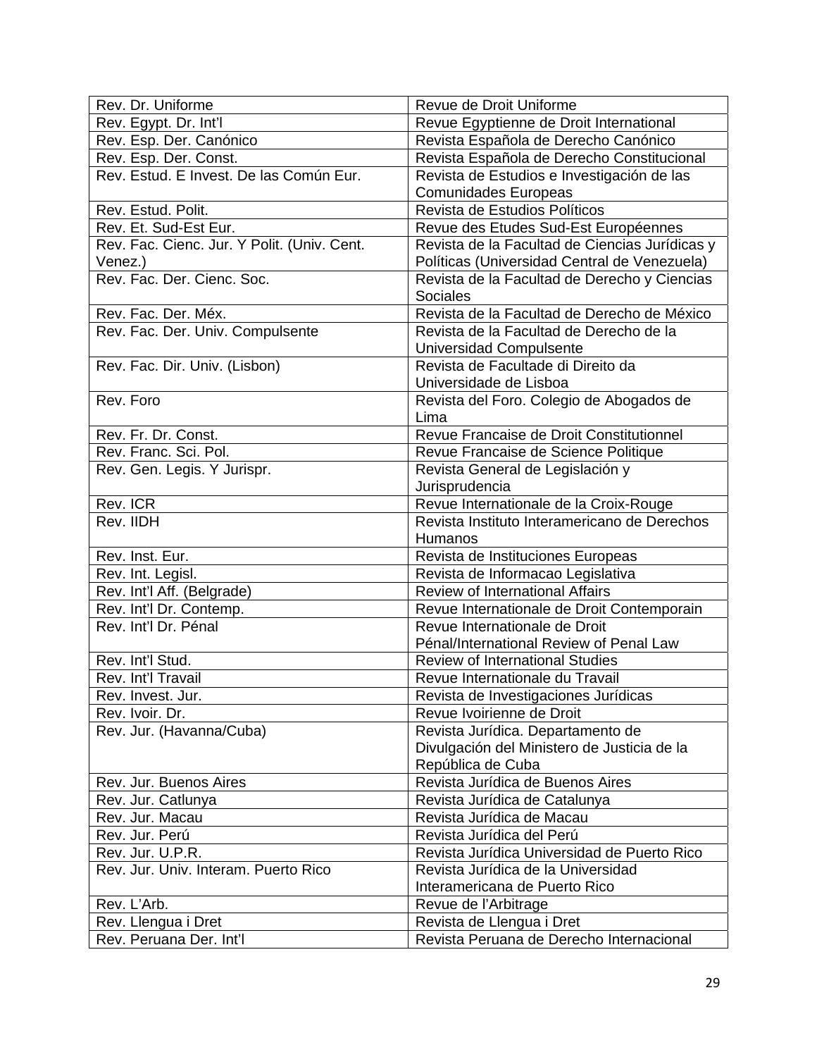| | |
|---|---|
| Rev. Dr. Uniforme | Revue de Droit Uniforme |
| Rev. Egypt. Dr. Int'l | Revue Egyptienne de Droit International |
| Rev. Esp. Der. Canónico | Revista Española de Derecho Canónico |
| Rev. Esp. Der. Const. | Revista Española de Derecho Constitucional |
| Rev. Estud. E Invest. De las Común Eur. | Revista de Estudios e Investigación de las Comunidades Europeas |
| Rev. Estud. Polit. | Revista de Estudios Políticos |
| Rev. Et. Sud-Est Eur. | Revue des Etudes Sud-Est Européennes |
| Rev. Fac. Cienc. Jur. Y Polit. (Univ. Cent. Venez.) | Revista de la Facultad de Ciencias Jurídicas y Políticas (Universidad Central de Venezuela) |
| Rev. Fac. Der. Cienc. Soc. | Revista de la Facultad de Derecho y Ciencias Sociales |
| Rev. Fac. Der. Méx. | Revista de la Facultad de Derecho de México |
| Rev. Fac. Der. Univ. Compulsente | Revista de la Facultad de Derecho de la Universidad Compulsente |
| Rev. Fac. Dir. Univ. (Lisbon) | Revista de Facultade di Direito da Universidade de Lisboa |
| Rev. Foro | Revista del Foro. Colegio de Abogados de Lima |
| Rev. Fr. Dr. Const. | Revue Francaise de Droit Constitutionnel |
| Rev. Franc. Sci. Pol. | Revue Francaise de Science Politique |
| Rev. Gen. Legis. Y Jurispr. | Revista General de Legislación y Jurisprudencia |
| Rev. ICR | Revue Internationale de la Croix-Rouge |
| Rev. IIDH | Revista Instituto Interamericano de Derechos Humanos |
| Rev. Inst. Eur. | Revista de Instituciones Europeas |
| Rev. Int. Legisl. | Revista de Informacao Legislativa |
| Rev. Int'l Aff. (Belgrade) | Review of International Affairs |
| Rev. Int'l Dr. Contemp. | Revue Internationale de Droit Contemporain |
| Rev. Int'l Dr. Pénal | Revue Internationale de Droit Pénal/International Review of Penal Law |
| Rev. Int'l Stud. | Review of International Studies |
| Rev. Int'l Travail | Revue Internationale du Travail |
| Rev. Invest. Jur. | Revista de Investigaciones Jurídicas |
| Rev. Ivoir. Dr. | Revue Ivoirienne de Droit |
| Rev. Jur. (Havanna/Cuba) | Revista Jurídica. Departamento de Divulgación del Ministero de Justicia de la República de Cuba |
| Rev. Jur. Buenos Aires | Revista Jurídica de Buenos Aires |
| Rev. Jur. Catlunya | Revista Jurídica de Catalunya |
| Rev. Jur. Macau | Revista Jurídica de Macau |
| Rev. Jur. Perú | Revista Jurídica del Perú |
| Rev. Jur. U.P.R. | Revista Jurídica Universidad de Puerto Rico |
| Rev. Jur. Univ. Interam. Puerto Rico | Revista Jurídica de la Universidad Interamericana de Puerto Rico |
| Rev. L'Arb. | Revue de l'Arbitrage |
| Rev. Llengua i Dret | Revista de Llengua i Dret |
| Rev. Peruana Der. Int'l | Revista Peruana de Derecho Internacional |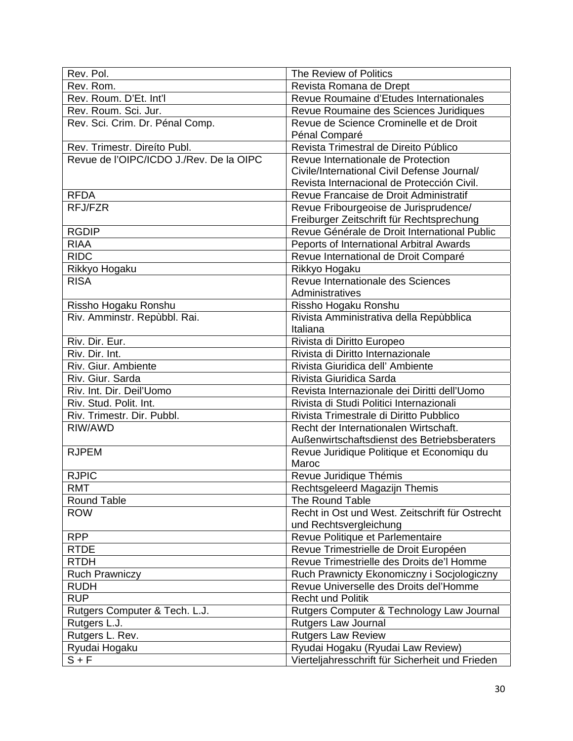| | |
|---|---|
| Rev. Pol. | The Review of Politics |
| Rev. Rom. | Revista Romana de Drept |
| Rev. Roum. D'Et. Int'l | Revue Roumaine d'Etudes Internationales |
| Rev. Roum. Sci. Jur. | Revue Roumaine des Sciences Juridiques |
| Rev. Sci. Crim. Dr. Pénal Comp. | Revue de Science Crominelle et de Droit Pénal Comparé |
| Rev. Trimestr. Direíto Publ. | Revista Trimestral de Direito Público |
| Revue de l'OIPC/ICDO J./Rev. De la OIPC | Revue Internationale de Protection Civile/International Civil Defense Journal/ Revista Internacional de Protección Civil. |
| RFDA | Revue Francaise de Droit Administratif |
| RFJ/FZR | Revue Fribourgeoise de Jurisprudence/ Freiburger Zeitschrift für Rechtsprechung |
| RGDIP | Revue Générale de Droit International Public |
| RIAA | Peports of International Arbitral Awards |
| RIDC | Revue International de Droit Comparé |
| Rikkyo Hogaku | Rikkyo Hogaku |
| RISA | Revue Internationale des Sciences Administratives |
| Rissho Hogaku Ronshu | Rissho Hogaku Ronshu |
| Riv. Amminstr. Repùbbl. Rai. | Rivista Amministrativa della Repùbblica Italiana |
| Riv. Dir. Eur. | Rivista di Diritto Europeo |
| Riv. Dir. Int. | Rivista di Diritto Internazionale |
| Riv. Giur. Ambiente | Rivista Giuridica dell' Ambiente |
| Riv. Giur. Sarda | Rivista Giuridica Sarda |
| Riv. Int. Dir. Deil'Uomo | Revista Internazionale dei Diritti dell'Uomo |
| Riv. Stud. Polit. Int. | Rivista di Studi Politici Internazionali |
| Riv. Trimestr. Dir. Pubbl. | Rivista Trimestrale di Diritto Pubblico |
| RIW/AWD | Recht der Internationalen Wirtschaft. Außenwirtschaftsdienst des Betriebsberaters |
| RJPEM | Revue Juridique Politique et Economiqu du Maroc |
| RJPIC | Revue Juridique Thémis |
| RMT | Rechtsgeleerd Magazijn Themis |
| Round Table | The Round Table |
| ROW | Recht in Ost und West. Zeitschrift für Ostrecht und Rechtsvergleichung |
| RPP | Revue Politique et Parlementaire |
| RTDE | Revue Trimestrielle de Droit Européen |
| RTDH | Revue Trimestrielle des Droits de'l Homme |
| Ruch Prawniczy | Ruch Prawnicty Ekonomiczny i Socjologiczny |
| RUDH | Revue Universelle des Droits del'Homme |
| RUP | Recht und Politik |
| Rutgers Computer & Tech. L.J. | Rutgers Computer & Technology Law Journal |
| Rutgers L.J. | Rutgers Law Journal |
| Rutgers L. Rev. | Rutgers Law Review |
| Ryudai Hogaku | Ryudai Hogaku (Ryudai Law Review) |
| S + F | Vierteljahresschrift für Sicherheit und Frieden |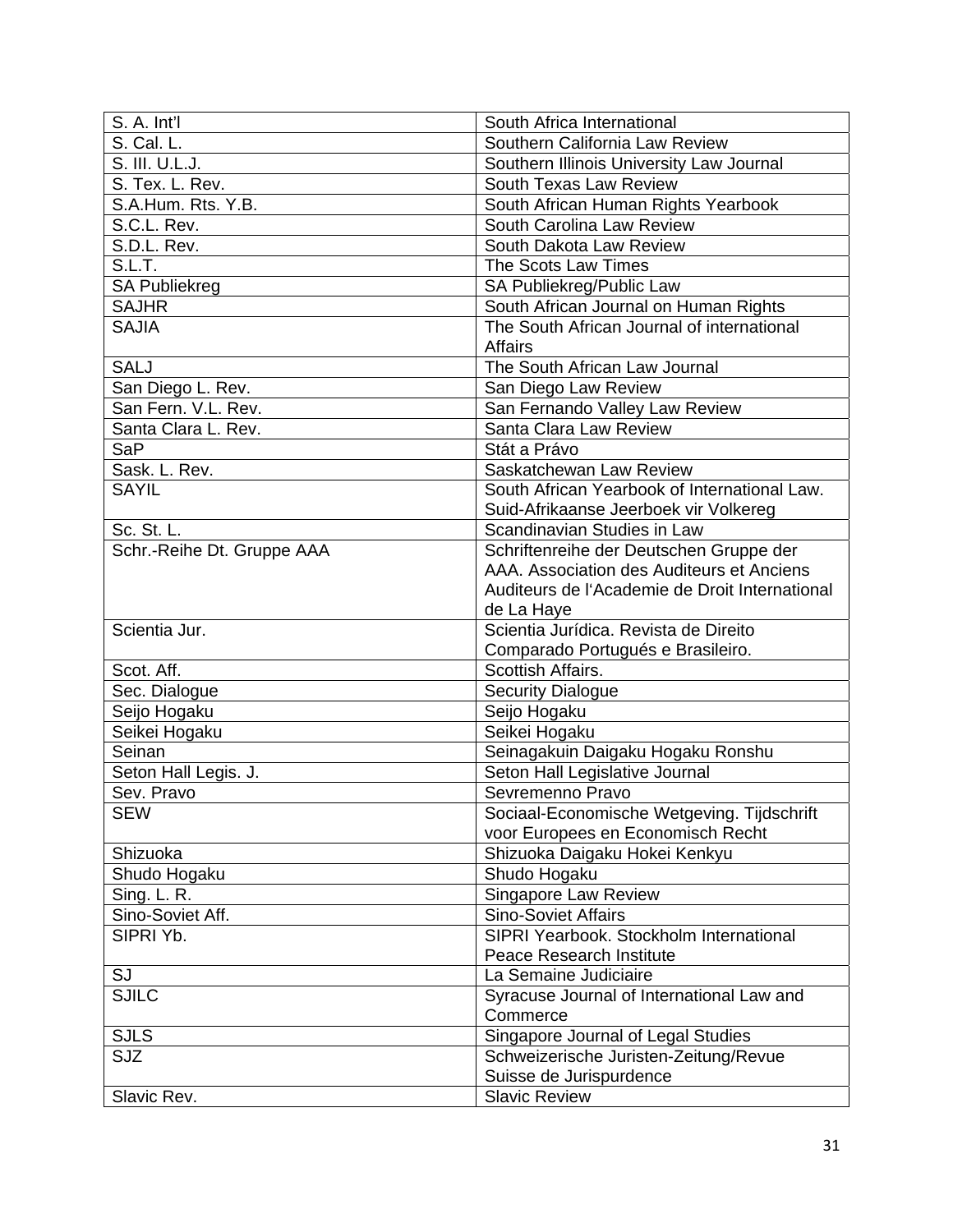| | |
|---|---|
| S. A. Int'l | South Africa International |
| S. Cal. L. | Southern California Law Review |
| S. Ill. U.L.J. | Southern Illinois University Law Journal |
| S. Tex. L. Rev. | South Texas Law Review |
| S.A.Hum. Rts. Y.B. | South African Human Rights Yearbook |
| S.C.L. Rev. | South Carolina Law Review |
| S.D.L. Rev. | South Dakota Law Review |
| S.L.T. | The Scots Law Times |
| SA Publiekreg | SA Publiekreg/Public Law |
| SAJHR | South African Journal on Human Rights |
| SAJIA | The South African Journal of international Affairs |
| SALJ | The South African Law Journal |
| San Diego L. Rev. | San Diego Law Review |
| San Fern. V.L. Rev. | San Fernando Valley Law Review |
| Santa Clara L. Rev. | Santa Clara Law Review |
| SaP | Stát a Právo |
| Sask. L. Rev. | Saskatchewan Law Review |
| SAYIL | South African Yearbook of International Law. Suid-Afrikaanse Jeerboek vir Volkereg |
| Sc. St. L. | Scandinavian Studies in Law |
| Schr.-Reihe Dt. Gruppe AAA | Schriftenreihe der Deutschen Gruppe der AAA. Association des Auditeurs et Anciens Auditeurs de l'Academie de Droit International de La Haye |
| Scientia Jur. | Scientia Jurídica. Revista de Direito Comparado Portugués e Brasileiro. |
| Scot. Aff. | Scottish Affairs. |
| Sec. Dialogue | Security Dialogue |
| Seijo Hogaku | Seijo Hogaku |
| Seikei Hogaku | Seikei Hogaku |
| Seinan | Seinagakuin Daigaku Hogaku Ronshu |
| Seton Hall Legis. J. | Seton Hall Legislative Journal |
| Sev. Pravo | Sevremenno Pravo |
| SEW | Sociaal-Economische Wetgeving. Tijdschrift voor Europees en Economisch Recht |
| Shizuoka | Shizuoka Daigaku Hokei Kenkyu |
| Shudo Hogaku | Shudo Hogaku |
| Sing. L. R. | Singapore Law Review |
| Sino-Soviet Aff. | Sino-Soviet Affairs |
| SIPRI Yb. | SIPRI Yearbook. Stockholm International Peace Research Institute |
| SJ | La Semaine Judiciaire |
| SJILC | Syracuse Journal of International Law and Commerce |
| SJLS | Singapore Journal of Legal Studies |
| SJZ | Schweizerische Juristen-Zeitung/Revue Suisse de Jurispurdence |
| Slavic Rev. | Slavic Review |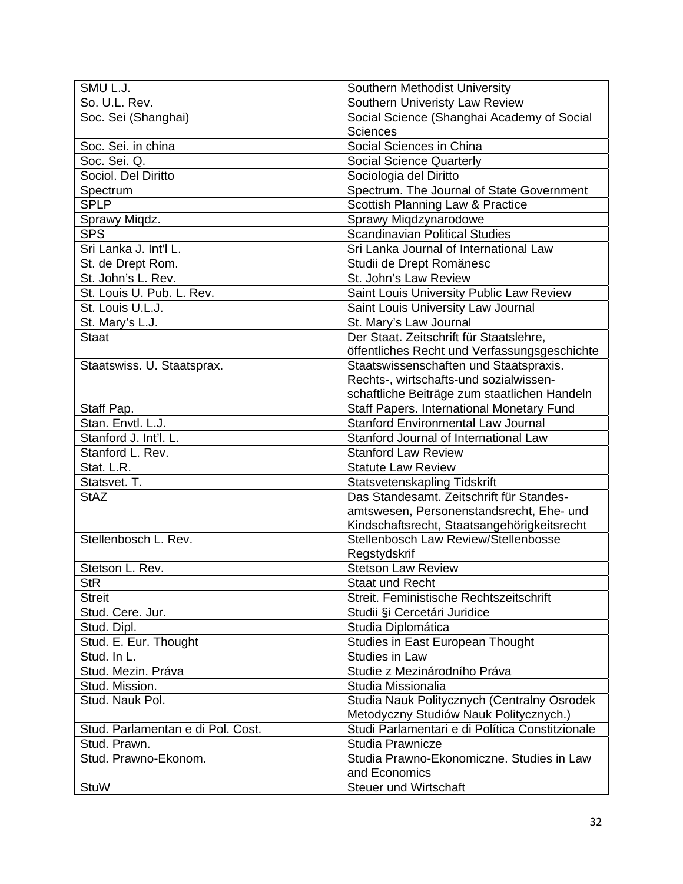| | |
|---|---|
| SMU L.J. | Southern Methodist University |
| So. U.L. Rev. | Southern Univeristy Law Review |
| Soc. Sei (Shanghai) | Social Science (Shanghai Academy of Social Sciences |
| Soc. Sei. in china | Social Sciences in China |
| Soc. Sei. Q. | Social Science Quarterly |
| Sociol. Del Diritto | Sociologia del Diritto |
| Spectrum | Spectrum. The Journal of State Government |
| SPLP | Scottish Planning Law & Practice |
| Sprawy Miqdz. | Sprawy Miqdzynarodowe |
| SPS | Scandinavian Political Studies |
| Sri Lanka J. Int'l L. | Sri Lanka Journal of International Law |
| St. de Drept Rom. | Studii de Drept Romänesc |
| St. John's L. Rev. | St. John's Law Review |
| St. Louis U. Pub. L. Rev. | Saint Louis University Public Law Review |
| St. Louis U.L.J. | Saint Louis University Law Journal |
| St. Mary's L.J. | St. Mary's Law Journal |
| Staat | Der Staat. Zeitschrift für Staatslehre, öffentliches Recht und Verfassungsgeschichte |
| Staatswiss. U. Staatsprax. | Staatswissenschaften und Staatspraxis. Rechts-, wirtschafts-und sozialwissen-schaftliche Beiträge zum staatlichen Handeln |
| Staff Pap. | Staff Papers. International Monetary Fund |
| Stan. Envtl. L.J. | Stanford Environmental Law Journal |
| Stanford J. Int'l. L. | Stanford Journal of International Law |
| Stanford L. Rev. | Stanford Law Review |
| Stat. L.R. | Statute Law Review |
| Statsvet. T. | Statsvetenskapling Tidskrift |
| StAZ | Das Standesamt. Zeitschrift für Standes-amtswesen, Personenstandsrecht, Ehe- und Kindschaftsrecht, Staatsangehörigkeitsrecht |
| Stellenbosch L. Rev. | Stellenbosch Law Review/Stellenbosse Regstydskrif |
| Stetson L. Rev. | Stetson Law Review |
| StR | Staat und Recht |
| Streit | Streit. Feministische Rechtszeitschrift |
| Stud. Cere. Jur. | Studii §i Cercetári Juridice |
| Stud. Dipl. | Studia Diplomática |
| Stud. E. Eur. Thought | Studies in East European Thought |
| Stud. In L. | Studies in Law |
| Stud. Mezin. Práva | Studie z Mezinárodního Práva |
| Stud. Mission. | Studia Missionalia |
| Stud. Nauk Pol. | Studia Nauk Politycznych (Centralny Osrodek Metodyczny Studiów Nauk Politycznych.) |
| Stud. Parlamentan e di Pol. Cost. | Studi Parlamentari e di Política Constitzionale |
| Stud. Prawn. | Studia Prawnicze |
| Stud. Prawno-Ekonom. | Studia Prawno-Ekonomiczne. Studies in Law and Economics |
| StuW | Steuer und Wirtschaft |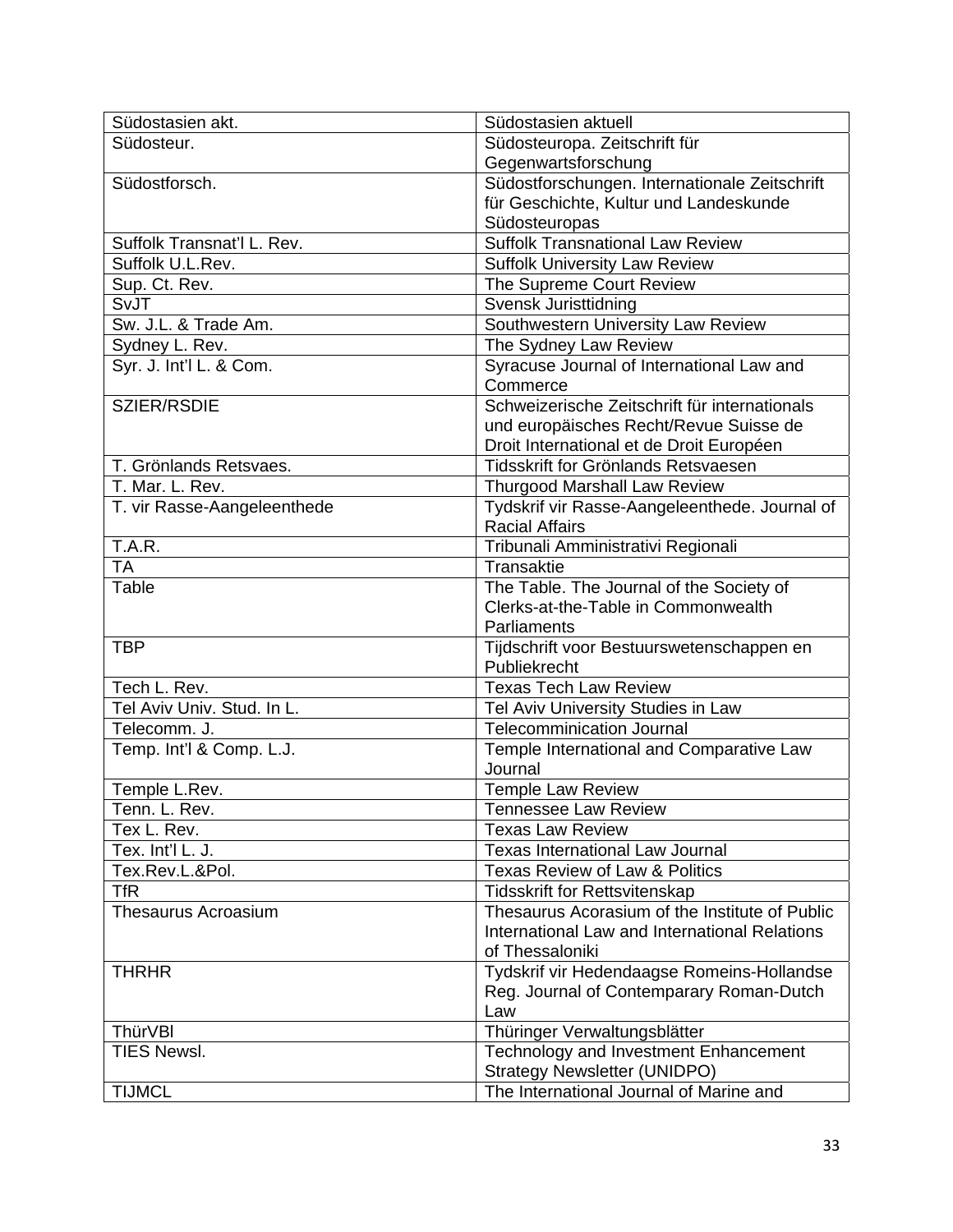| Südostasien akt. | Südostasien aktuell |
|---|---|
| Südosteur. | Südosteuropa. Zeitschrift für Gegenwartsforschung |
| Südostforsch. | Südostforschungen. Internationale Zeitschrift für Geschichte, Kultur und Landeskunde Südosteuropas |
| Suffolk Transnat'l L. Rev. | Suffolk Transnational Law Review |
| Suffolk U.L.Rev. | Suffolk University Law Review |
| Sup. Ct. Rev. | The Supreme Court Review |
| SvJT | Svensk Juristtidning |
| Sw. J.L. & Trade Am. | Southwestern University Law Review |
| Sydney L. Rev. | The Sydney Law Review |
| Syr. J. Int'l L. & Com. | Syracuse Journal of International Law and Commerce |
| SZIER/RSDIE | Schweizerische Zeitschrift für internationals und europäisches Recht/Revue Suisse de Droit International et de Droit Européen |
| T. Grönlands Retsvaes. | Tidsskrift for Grönlands Retsvaesen |
| T. Mar. L. Rev. | Thurgood Marshall Law Review |
| T. vir Rasse-Aangeleenthede | Tydskrif vir Rasse-Aangeleenthede. Journal of Racial Affairs |
| T.A.R. | Tribunali Amministrativi Regionali |
| TA | Transaktie |
| Table | The Table. The Journal of the Society of Clerks-at-the-Table in Commonwealth Parliaments |
| TBP | Tijdschrift voor Bestuurswetenschappen en Publiekrecht |
| Tech L. Rev. | Texas Tech Law Review |
| Tel Aviv Univ. Stud. In L. | Tel Aviv University Studies in Law |
| Telecomm. J. | Telecomminication Journal |
| Temp. Int'l & Comp. L.J. | Temple International and Comparative Law Journal |
| Temple L.Rev. | Temple Law Review |
| Tenn. L. Rev. | Tennessee Law Review |
| Tex L. Rev. | Texas Law Review |
| Tex. Int'l L. J. | Texas International Law Journal |
| Tex.Rev.L.&Pol. | Texas Review of Law & Politics |
| TfR | Tidsskrift for Rettsvitenskap |
| Thesaurus Acroasium | Thesaurus Acorasium of the Institute of Public International Law and International Relations of Thessaloniki |
| THRHR | Tydskrif vir Hedendaagse Romeins-Hollandse Reg. Journal of Contemparary Roman-Dutch Law |
| ThürVBl | Thüringer Verwaltungsblätter |
| TIES Newsl. | Technology and Investment Enhancement Strategy Newsletter (UNIDPO) |
| TIJMCL | The International Journal of Marine and |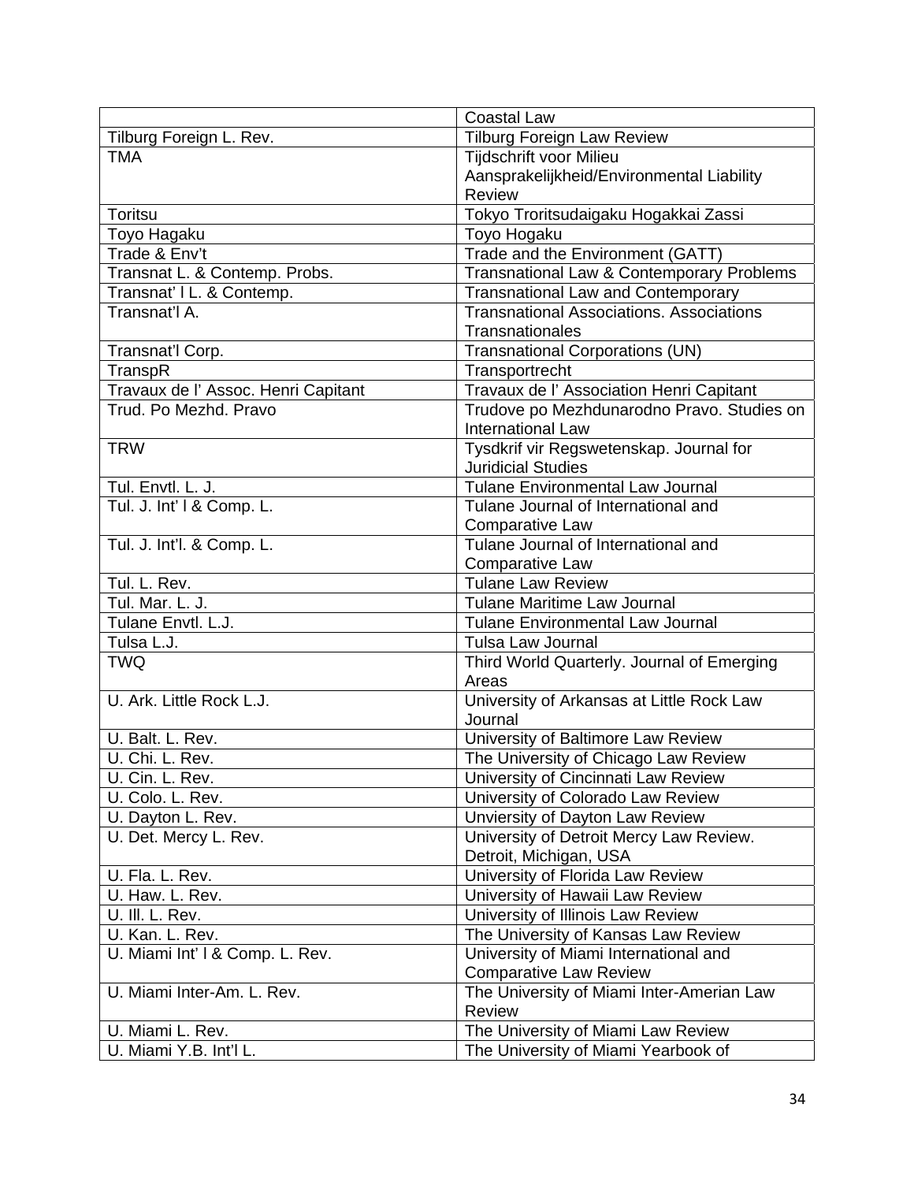| | |
|---|---|
| | Coastal Law |
| Tilburg Foreign L. Rev. | Tilburg Foreign Law Review |
| TMA | Tijdschrift voor Milieu Aansprakelijkheid/Environmental Liability Review |
| Toritsu | Tokyo Troritsudaigaku Hogakkai Zassi |
| Toyo Hagaku | Toyo Hogaku |
| Trade & Env't | Trade and the Environment (GATT) |
| Transnat L. & Contemp. Probs. | Transnational Law & Contemporary Problems |
| Transnat' l L. & Contemp. | Transnational Law and Contemporary |
| Transnat'l A. | Transnational Associations. Associations Transnationales |
| Transnat'l Corp. | Transnational Corporations (UN) |
| TranspR | Transportrecht |
| Travaux de l' Assoc. Henri Capitant | Travaux de l' Association Henri Capitant |
| Trud. Po Mezhd. Pravo | Trudove po Mezhdunarodno Pravo. Studies on International Law |
| TRW | Tysdkrif vir Regswetenskap. Journal for Juridicial Studies |
| Tul. Envtl. L. J. | Tulane Environmental Law Journal |
| Tul. J. Int' l & Comp. L. | Tulane Journal of International and Comparative Law |
| Tul. J. Int'l. & Comp. L. | Tulane Journal of International and Comparative Law |
| Tul. L. Rev. | Tulane Law Review |
| Tul. Mar. L. J. | Tulane Maritime Law Journal |
| Tulane Envtl. L.J. | Tulane Environmental Law Journal |
| Tulsa L.J. | Tulsa Law Journal |
| TWQ | Third World Quarterly. Journal of Emerging Areas |
| U. Ark. Little Rock L.J. | University of Arkansas at Little Rock Law Journal |
| U. Balt. L. Rev. | University of Baltimore Law Review |
| U. Chi. L. Rev. | The University of Chicago Law Review |
| U. Cin. L. Rev. | University of Cincinnati Law Review |
| U. Colo. L. Rev. | University of Colorado Law Review |
| U. Dayton L. Rev. | Unviersity of Dayton Law Review |
| U. Det. Mercy L. Rev. | University of Detroit Mercy Law Review. Detroit, Michigan, USA |
| U. Fla. L. Rev. | University of Florida Law Review |
| U. Haw. L. Rev. | University of Hawaii Law Review |
| U. Ill. L. Rev. | University of Illinois Law Review |
| U. Kan. L. Rev. | The University of Kansas Law Review |
| U. Miami Int' l & Comp. L. Rev. | University of Miami International and Comparative Law Review |
| U. Miami Inter-Am. L. Rev. | The University of Miami Inter-Amerian Law Review |
| U. Miami L. Rev. | The University of Miami Law Review |
| U. Miami Y.B. Int'l L. | The University of Miami Yearbook of |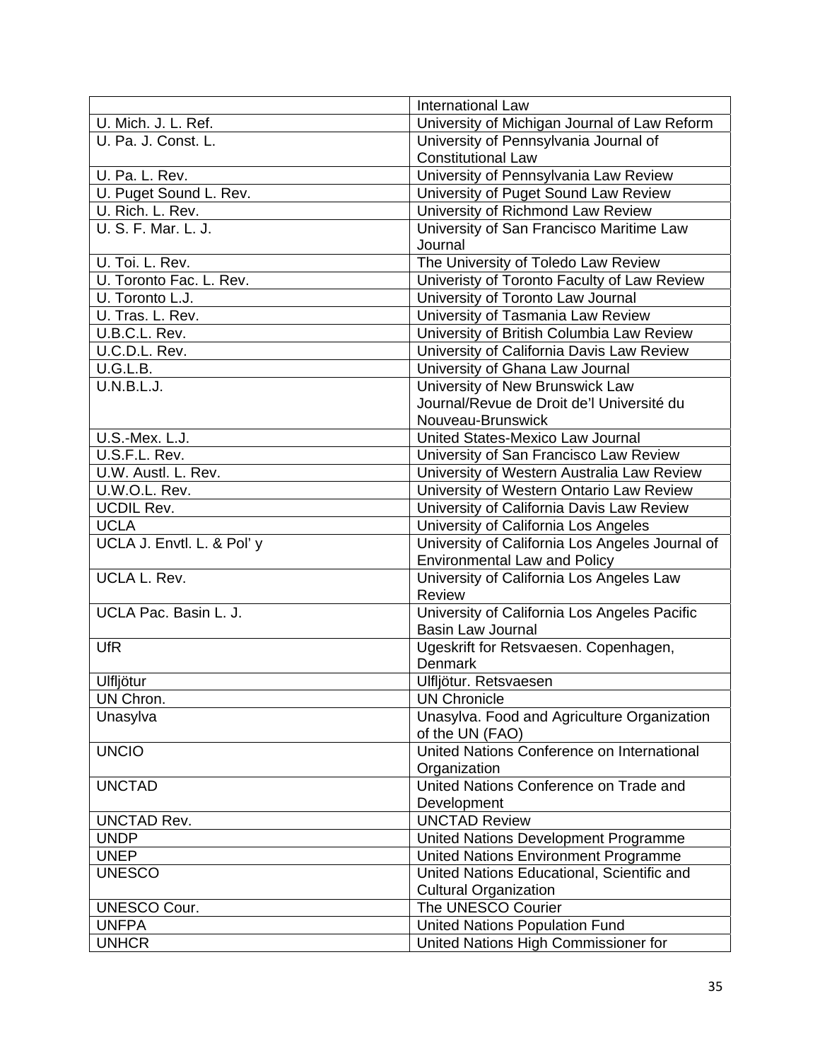| | |
|---|---|
| | International Law |
| U. Mich. J. L. Ref. | University of Michigan Journal of Law Reform |
| U. Pa. J. Const. L. | University of Pennsylvania Journal of Constitutional Law |
| U. Pa. L. Rev. | University of Pennsylvania Law Review |
| U. Puget Sound L. Rev. | University of Puget Sound Law Review |
| U. Rich. L. Rev. | University of Richmond Law Review |
| U. S. F. Mar. L. J. | University of San Francisco Maritime Law Journal |
| U. Toi. L. Rev. | The University of Toledo Law Review |
| U. Toronto Fac. L. Rev. | Univeristy of Toronto Faculty of Law Review |
| U. Toronto L.J. | University of Toronto Law Journal |
| U. Tras. L. Rev. | University of Tasmania Law Review |
| U.B.C.L. Rev. | University of British Columbia Law Review |
| U.C.D.L. Rev. | University of California Davis Law Review |
| U.G.L.B. | University of Ghana Law Journal |
| U.N.B.L.J. | University of New Brunswick Law Journal/Revue de Droit de'l Université du Nouveau-Brunswick |
| U.S.-Mex. L.J. | United States-Mexico Law Journal |
| U.S.F.L. Rev. | University of San Francisco Law Review |
| U.W. Austl. L. Rev. | University of Western Australia Law Review |
| U.W.O.L. Rev. | University of Western Ontario Law Review |
| UCDIL Rev. | University of California Davis Law Review |
| UCLA | University of California Los Angeles |
| UCLA J. Envtl. L. & Pol' y | University of California Los Angeles Journal of Environmental Law and Policy |
| UCLA L. Rev. | University of California Los Angeles Law Review |
| UCLA Pac. Basin L. J. | University of California Los Angeles Pacific Basin Law Journal |
| UfR | Ugeskrift for Retsvaesen. Copenhagen, Denmark |
| Ulfljötur | Ulfljötur. Retsvaesen |
| UN Chron. | UN Chronicle |
| Unasylva | Unasylva. Food and Agriculture Organization of the UN (FAO) |
| UNCIO | United Nations Conference on International Organization |
| UNCTAD | United Nations Conference on Trade and Development |
| UNCTAD Rev. | UNCTAD Review |
| UNDP | United Nations Development Programme |
| UNEP | United Nations Environment Programme |
| UNESCO | United Nations Educational, Scientific and Cultural Organization |
| UNESCO Cour. | The UNESCO Courier |
| UNFPA | United Nations Population Fund |
| UNHCR | United Nations High Commissioner for |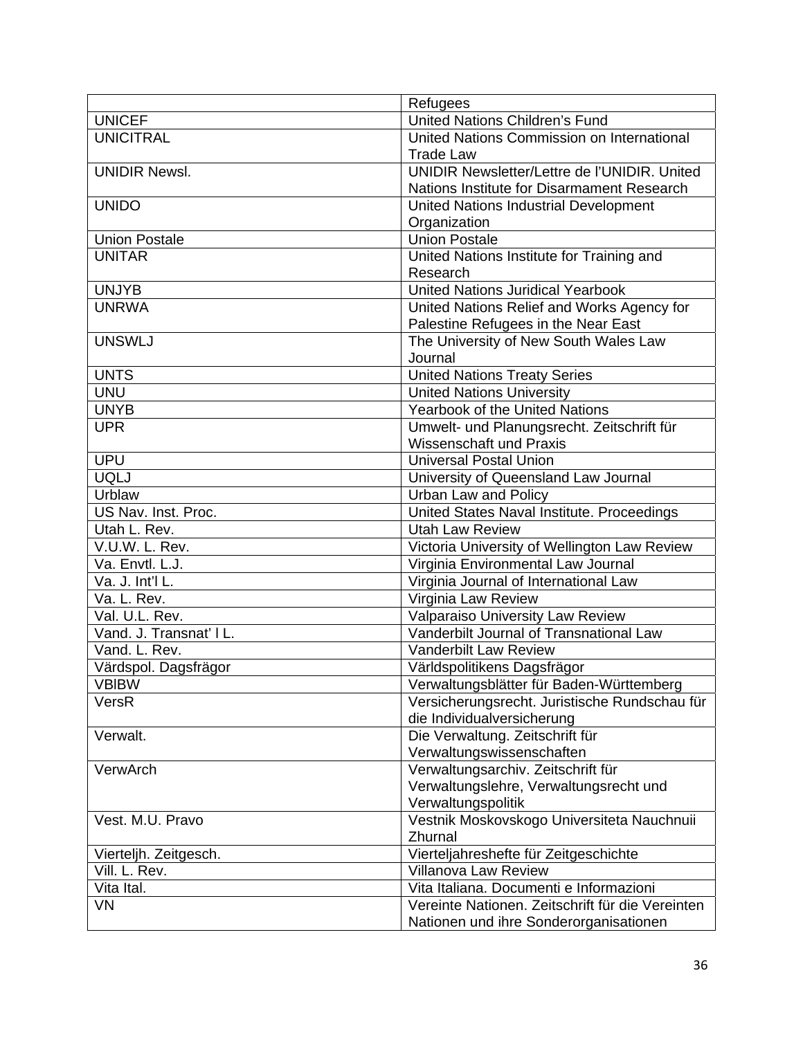| | |
|---|---|
| | Refugees |
| UNICEF | United Nations Children's Fund |
| UNICITRAL | United Nations Commission on International Trade Law |
| UNIDIR Newsl. | UNIDIR Newsletter/Lettre de l'UNIDIR. United Nations Institute for Disarmament Research |
| UNIDO | United Nations Industrial Development Organization |
| Union Postale | Union Postale |
| UNITAR | United Nations Institute for Training and Research |
| UNJYB | United Nations Juridical Yearbook |
| UNRWA | United Nations Relief and Works Agency for Palestine Refugees in the Near East |
| UNSWLJ | The University of New South Wales Law Journal |
| UNTS | United Nations Treaty Series |
| UNU | United Nations University |
| UNYB | Yearbook of the United Nations |
| UPR | Umwelt- und Planungsrecht. Zeitschrift für Wissenschaft und Praxis |
| UPU | Universal Postal Union |
| UQLJ | University of Queensland Law Journal |
| Urblaw | Urban Law and Policy |
| US Nav. Inst. Proc. | United States Naval Institute. Proceedings |
| Utah L. Rev. | Utah Law Review |
| V.U.W. L. Rev. | Victoria University of Wellington Law Review |
| Va. Envtl. L.J. | Virginia Environmental Law Journal |
| Va. J. Int'l L. | Virginia Journal of International Law |
| Va. L. Rev. | Virginia Law Review |
| Val. U.L. Rev. | Valparaiso University Law Review |
| Vand. J. Transnat' l L. | Vanderbilt Journal of Transnational Law |
| Vand. L. Rev. | Vanderbilt Law Review |
| Värdspol. Dagsfrägor | Världspolitikens Dagsfrägor |
| VBlBW | Verwaltungsblätter für Baden-Württemberg |
| VersR | Versicherungsrecht. Juristische Rundschau für die Individualversicherung |
| Verwalt. | Die Verwaltung. Zeitschrift für Verwaltungswissenschaften |
| VerwArch | Verwaltungsarchiv. Zeitschrift für Verwaltungslehre, Verwaltungsrecht und Verwaltungspolitik |
| Vest. M.U. Pravo | Vestnik Moskovskogo Universiteta Nauchnuii Zhurnal |
| Vierteljh. Zeitgesch. | Vierteljahreshefte für Zeitgeschichte |
| Vill. L. Rev. | Villanova Law Review |
| Vita Ital. | Vita Italiana. Documenti e Informazioni |
| VN | Vereinte Nationen. Zeitschrift für die Vereinten Nationen und ihre Sonderorganisationen |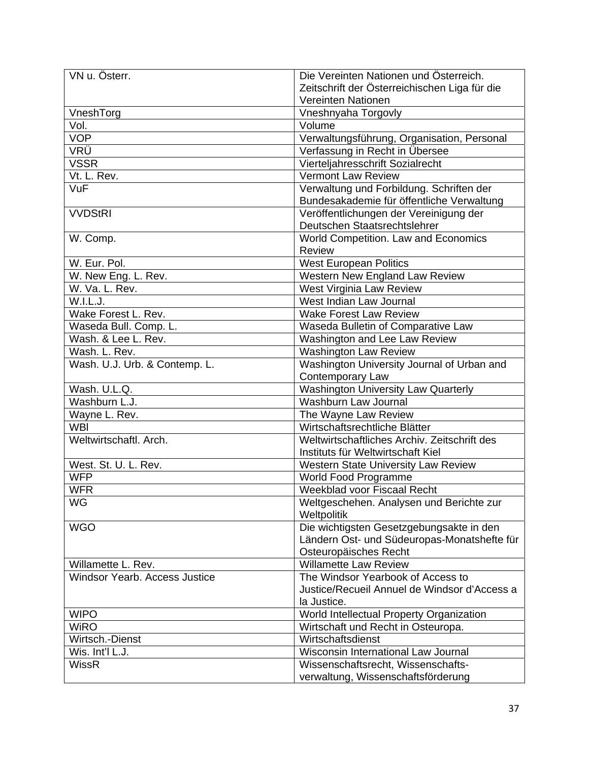| | |
|---|---|
| VN u. Österr. | Die Vereinten Nationen und Österreich. Zeitschrift der Österreichischen Liga für die Vereinten Nationen |
| VneshTorg | Vneshnyaha Torgovly |
| Vol. | Volume |
| VOP | Verwaltungsführung, Organisation, Personal |
| VRÜ | Verfassung in Recht in Übersee |
| VSSR | Vierteljahresschrift Sozialrecht |
| Vt. L. Rev. | Vermont Law Review |
| VuF | Verwaltung und Forbildung. Schriften der Bundesakademie für öffentliche Verwaltung |
| VVDStRI | Veröffentlichungen der Vereinigung der Deutschen Staatsrechtslehrer |
| W. Comp. | World Competition. Law and Economics Review |
| W. Eur. Pol. | West European Politics |
| W. New Eng. L. Rev. | Western New England Law Review |
| W. Va. L. Rev. | West Virginia Law Review |
| W.I.L.J. | West Indian Law Journal |
| Wake Forest L. Rev. | Wake Forest Law Review |
| Waseda Bull. Comp. L. | Waseda Bulletin of Comparative Law |
| Wash. & Lee L. Rev. | Washington and Lee Law Review |
| Wash. L. Rev. | Washington Law Review |
| Wash. U.J. Urb. & Contemp. L. | Washington University Journal of Urban and Contemporary Law |
| Wash. U.L.Q. | Washington University Law Quarterly |
| Washburn L.J. | Washburn Law Journal |
| Wayne L. Rev. | The Wayne Law Review |
| WBl | Wirtschaftsrechtliche Blätter |
| Weltwirtschaftl. Arch. | Weltwirtschaftliches Archiv. Zeitschrift des Instituts für Weltwirtschaft Kiel |
| West. St. U. L. Rev. | Western State University Law Review |
| WFP | World Food Programme |
| WFR | Weekblad voor Fiscaal Recht |
| WG | Weltgeschehen. Analysen und Berichte zur Weltpolitik |
| WGO | Die wichtigsten Gesetzgebungsakte in den Ländern Ost- und Südeuropas-Monatshefte für Osteuropäisches Recht |
| Willamette L. Rev. | Willamette Law Review |
| Windsor Yearb. Access Justice | The Windsor Yearbook of Access to Justice/Recueil Annuel de Windsor d'Access a la Justice. |
| WIPO | World Intellectual Property Organization |
| WiRO | Wirtschaft und Recht in Osteuropa. |
| Wirtsch.-Dienst | Wirtschaftsdienst |
| Wis. Int'l L.J. | Wisconsin International Law Journal |
| WissR | Wissenschaftsrecht, Wissenschafts-verwaltung, Wissenschaftsförderung |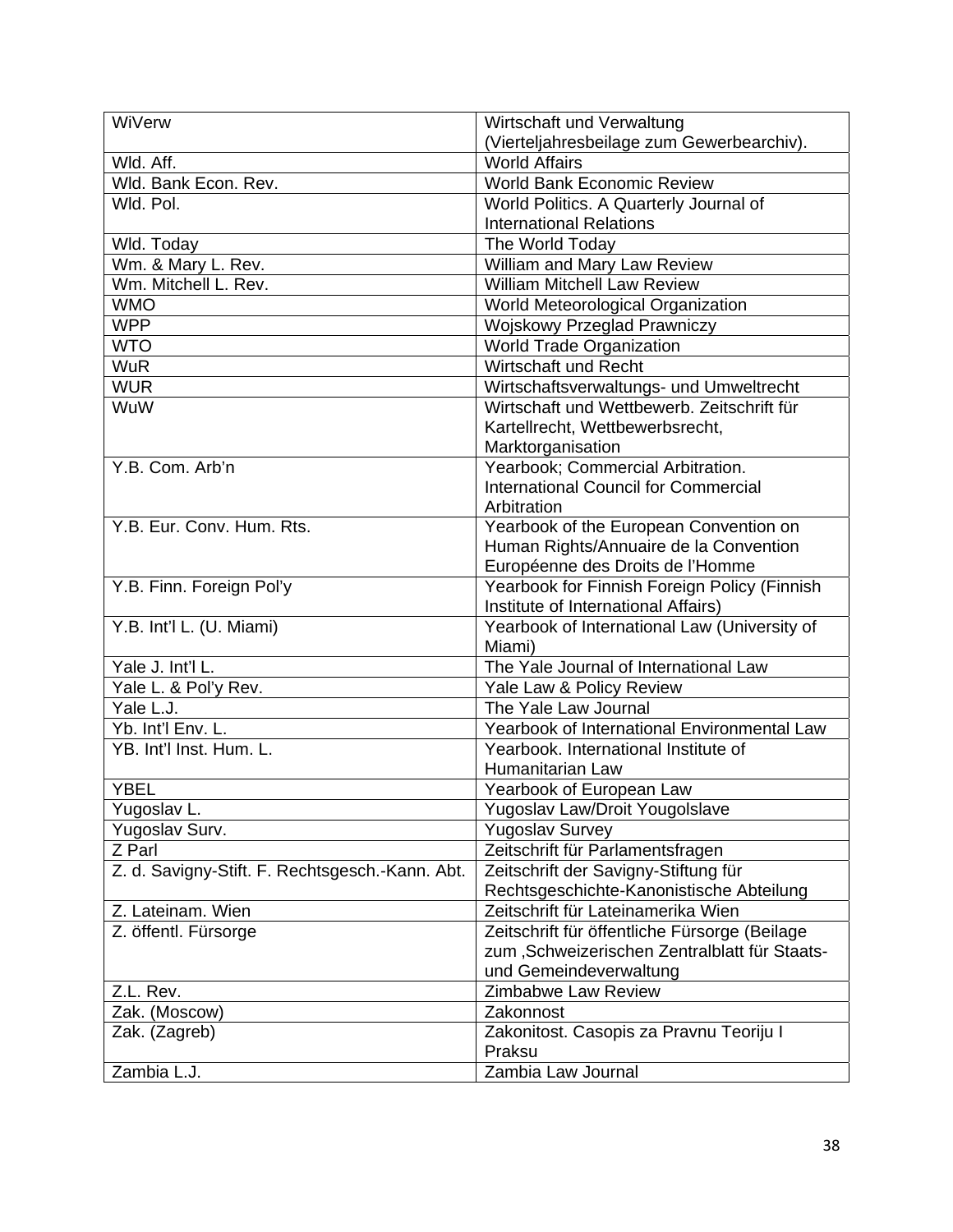| | |
|---|---|
| WiVerw | Wirtschaft und Verwaltung (Vierteljahresbeilage zum Gewerbearchiv). |
| Wld. Aff. | World Affairs |
| Wld. Bank Econ. Rev. | World Bank Economic Review |
| Wld. Pol. | World Politics. A Quarterly Journal of International Relations |
| Wld. Today | The World Today |
| Wm. & Mary L. Rev. | William and Mary Law Review |
| Wm. Mitchell L. Rev. | William Mitchell Law Review |
| WMO | World Meteorological Organization |
| WPP | Wojskowy Przeglad Prawniczy |
| WTO | World Trade Organization |
| WuR | Wirtschaft und Recht |
| WUR | Wirtschaftsverwaltungs- und Umweltrecht |
| WuW | Wirtschaft und Wettbewerb. Zeitschrift für Kartellrecht, Wettbewerbsrecht, Marktorganisation |
| Y.B. Com. Arb'n | Yearbook; Commercial Arbitration. International Council for Commercial Arbitration |
| Y.B. Eur. Conv. Hum. Rts. | Yearbook of the European Convention on Human Rights/Annuaire de la Convention Européenne des Droits de l'Homme |
| Y.B. Finn. Foreign Pol'y | Yearbook for Finnish Foreign Policy (Finnish Institute of International Affairs) |
| Y.B. Int'l L. (U. Miami) | Yearbook of International Law (University of Miami) |
| Yale J. Int'l L. | The Yale Journal of International Law |
| Yale L. & Pol'y Rev. | Yale Law & Policy Review |
| Yale L.J. | The Yale Law Journal |
| Yb. Int'l Env. L. | Yearbook of International Environmental Law |
| YB. Int'l Inst. Hum. L. | Yearbook. International Institute of Humanitarian Law |
| YBEL | Yearbook of European Law |
| Yugoslav L. | Yugoslav Law/Droit Yougolslave |
| Yugoslav Surv. | Yugoslav Survey |
| Z Parl | Zeitschrift für Parlamentsfragen |
| Z. d. Savigny-Stift. F. Rechtsgesch.-Kann. Abt. | Zeitschrift der Savigny-Stiftung für Rechtsgeschichte-Kanonistische Abteilung |
| Z. Lateinam. Wien | Zeitschrift für Lateinamerika Wien |
| Z. öffentl. Fürsorge | Zeitschrift für öffentliche Fürsorge (Beilage zum ,Schweizerischen Zentralblatt für Staats- und Gemeindeverwaltung |
| Z.L. Rev. | Zimbabwe Law Review |
| Zak. (Moscow) | Zakonnost |
| Zak. (Zagreb) | Zakonitost. Casopis za Pravnu Teoriju I Praksu |
| Zambia L.J. | Zambia Law Journal |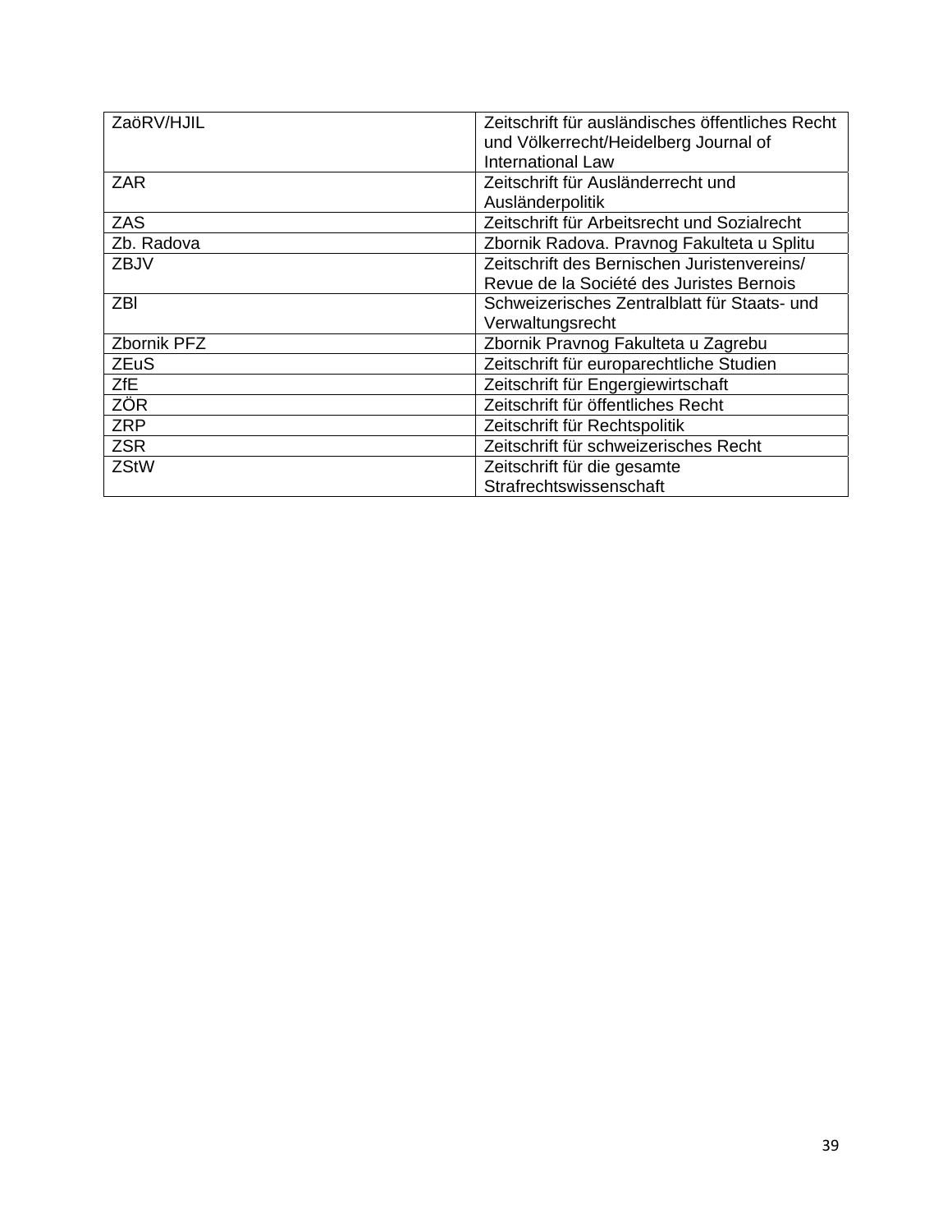| | |
|---|---|
| ZaöRV/HJIL | Zeitschrift für ausländisches öffentliches Recht und Völkerrecht/Heidelberg Journal of International Law |
| ZAR | Zeitschrift für Ausländerrecht und Ausländerpolitik |
| ZAS | Zeitschrift für Arbeitsrecht und Sozialrecht |
| Zb. Radova | Zbornik Radova. Pravnog Fakulteta u Splitu |
| ZBJV | Zeitschrift des Bernischen Juristenvereins/ Revue de la Société des Juristes Bernois |
| ZBl | Schweizerisches Zentralblatt für Staats- und Verwaltungsrecht |
| Zbornik PFZ | Zbornik Pravnog Fakulteta u Zagrebu |
| ZEuS | Zeitschrift für europarechtliche Studien |
| ZfE | Zeitschrift für Engergiewirtschaft |
| ZÖR | Zeitschrift für öffentliches Recht |
| ZRP | Zeitschrift für Rechtspolitik |
| ZSR | Zeitschrift für schweizerisches Recht |
| ZStW | Zeitschrift für die gesamte Strafrechtswissenschaft |